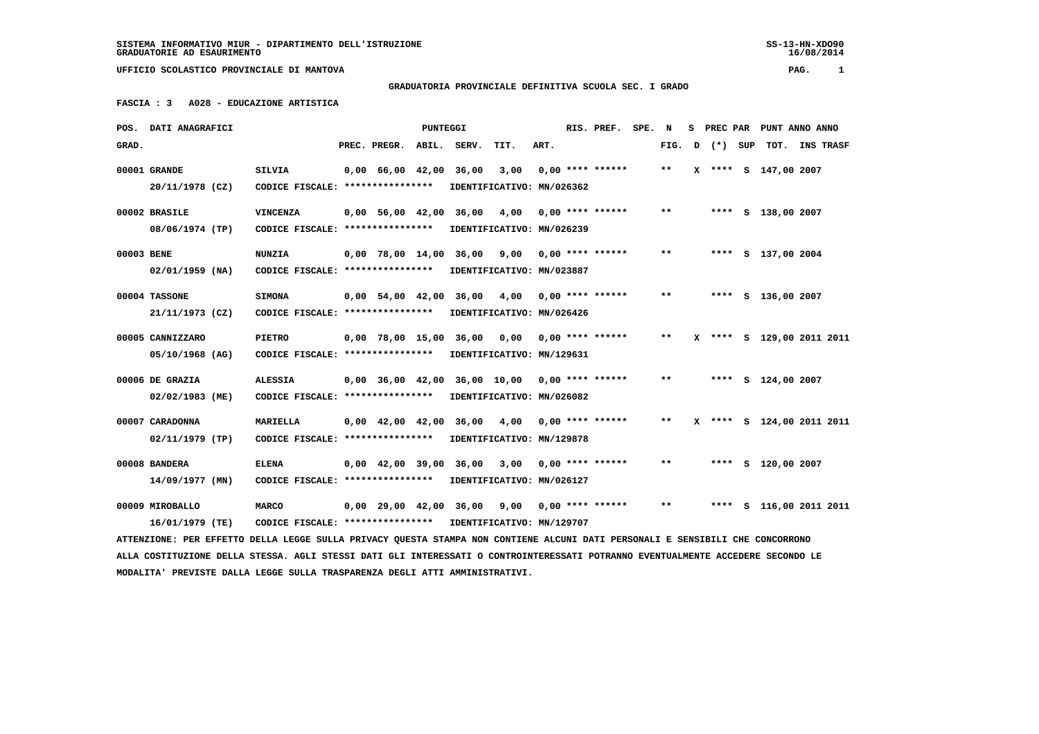SISTEMA INFORMATIVO MIUR - DIPARTIMENTO DELL'ISTRUZIONE
GRADUATORIE AD ESAURIMENTO

UFFICIO SCOLASTICO PROVINCIALE DI MANTOVA

**GRADUATORIA PROVINCIALE DEFINITIVA SCUOLA SEC. I GRADO**

**FASCIA : 3 A028 - EDUCAZIONE ARTISTICA**

| POS. GRAD. | DATI ANAGRAFICI | | PREC. | PREGR. | ABIL. | SERV. | TIT. | ART. | RIS. | PREF. | SPE. | N FIG. | S D | PREC PAR (*) | SUP | PUNT TOT. | ANNO INS | TRASF |
|---|---|---|---|---|---|---|---|---|---|---|---|---|---|---|---|---|---|---|
| 00001 | GRANDE | SILVIA | 0,00 | 66,00 | 42,00 | 36,00 | 3,00 | 0,00 | **** | ****** | | ** | X | **** | S | 147,00 | 2007 | |
| | 20/11/1978 (CZ) | CODICE FISCALE: **************** | IDENTIFICATIVO: MN/026362 | | | | | | | | | | | | | | | |
| 00002 | BRASILE | VINCENZA | 0,00 | 56,00 | 42,00 | 36,00 | 4,00 | 0,00 | **** | ****** | | ** | | **** | S | 138,00 | 2007 | |
| | 08/06/1974 (TP) | CODICE FISCALE: **************** | IDENTIFICATIVO: MN/026239 | | | | | | | | | | | | | | | |
| 00003 | BENE | NUNZIA | 0,00 | 78,00 | 14,00 | 36,00 | 9,00 | 0,00 | **** | ****** | | ** | | **** | S | 137,00 | 2004 | |
| | 02/01/1959 (NA) | CODICE FISCALE: **************** | IDENTIFICATIVO: MN/023887 | | | | | | | | | | | | | | | |
| 00004 | TASSONE | SIMONA | 0,00 | 54,00 | 42,00 | 36,00 | 4,00 | 0,00 | **** | ****** | | ** | | **** | S | 136,00 | 2007 | |
| | 21/11/1973 (CZ) | CODICE FISCALE: **************** | IDENTIFICATIVO: MN/026426 | | | | | | | | | | | | | | | |
| 00005 | CANNIZZARO | PIETRO | 0,00 | 78,00 | 15,00 | 36,00 | 0,00 | 0,00 | **** | ****** | | ** | X | **** | S | 129,00 | 2011 | 2011 |
| | 05/10/1968 (AG) | CODICE FISCALE: **************** | IDENTIFICATIVO: MN/129631 | | | | | | | | | | | | | | | |
| 00006 | DE GRAZIA | ALESSIA | 0,00 | 36,00 | 42,00 | 36,00 | 10,00 | 0,00 | **** | ****** | | ** | | **** | S | 124,00 | 2007 | |
| | 02/02/1983 (ME) | CODICE FISCALE: **************** | IDENTIFICATIVO: MN/026082 | | | | | | | | | | | | | | | |
| 00007 | CARADONNA | MARIELLA | 0,00 | 42,00 | 42,00 | 36,00 | 4,00 | 0,00 | **** | ****** | | ** | X | **** | S | 124,00 | 2011 | 2011 |
| | 02/11/1979 (TP) | CODICE FISCALE: **************** | IDENTIFICATIVO: MN/129878 | | | | | | | | | | | | | | | |
| 00008 | BANDERA | ELENA | 0,00 | 42,00 | 39,00 | 36,00 | 3,00 | 0,00 | **** | ****** | | ** | | **** | S | 120,00 | 2007 | |
| | 14/09/1977 (MN) | CODICE FISCALE: **************** | IDENTIFICATIVO: MN/026127 | | | | | | | | | | | | | | | |
| 00009 | MIROBALLO | MARCO | 0,00 | 29,00 | 42,00 | 36,00 | 9,00 | 0,00 | **** | ****** | | ** | | **** | S | 116,00 | 2011 | 2011 |
| | 16/01/1979 (TE) | CODICE FISCALE: **************** | IDENTIFICATIVO: MN/129707 | | | | | | | | | | | | | | | |

ATTENZIONE: PER EFFETTO DELLA LEGGE SULLA PRIVACY QUESTA STAMPA NON CONTIENE ALCUNI DATI PERSONALI E SENSIBILI CHE CONCORRONO ALLA COSTITUZIONE DELLA STESSA. AGLI STESSI DATI GLI INTERESSATI O CONTROINTERESSATI POTRANNO EVENTUALMENTE ACCEDERE SECONDO LE MODALITA' PREVISTE DALLA LEGGE SULLA TRASPARENZA DEGLI ATTI AMMINISTRATIVI.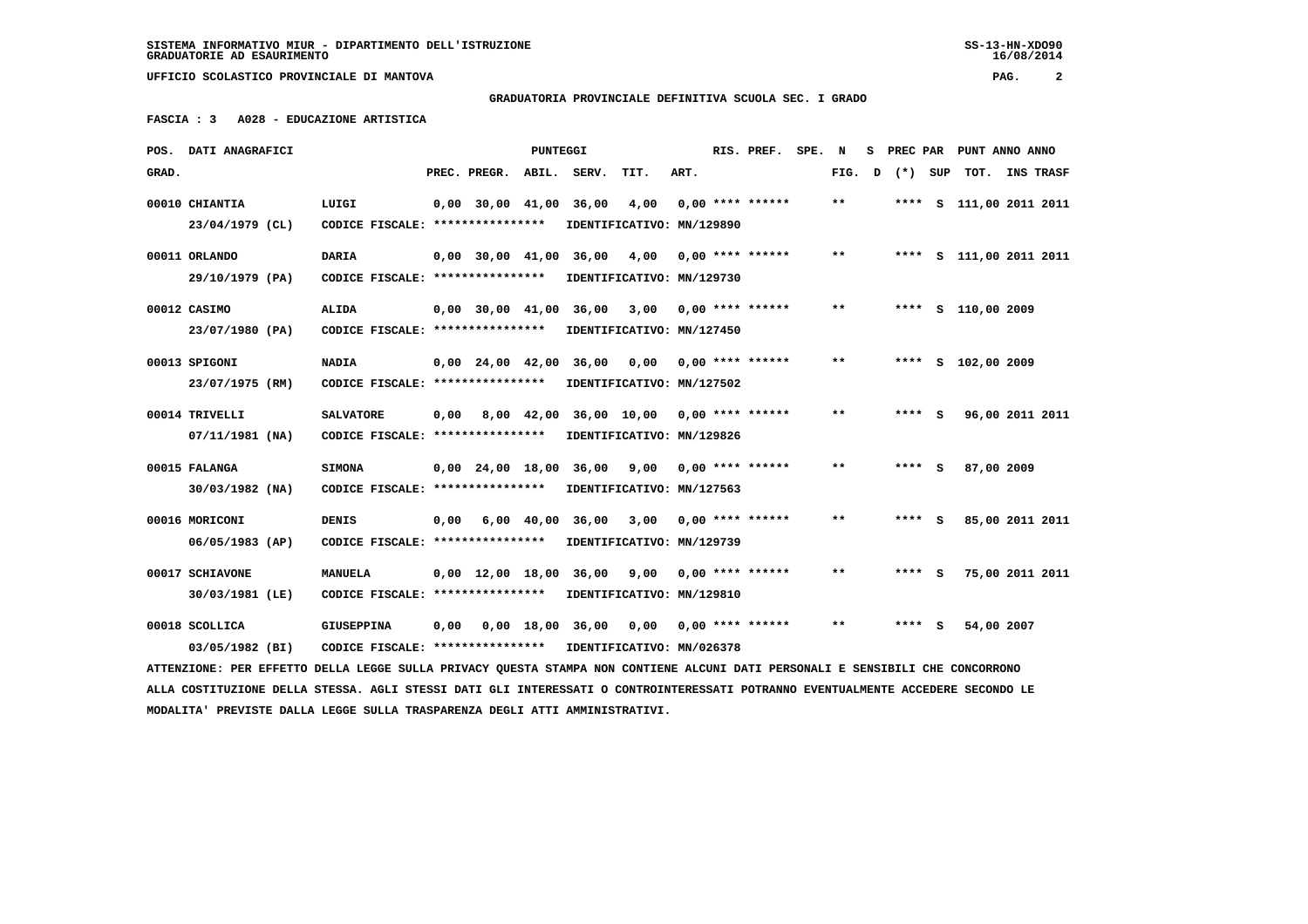**SISTEMA INFORMATIVO MIUR - DIPARTIMENTO DELL'ISTRUZIONE**
**GRADUATORIE AD ESAURIMENTO**

**UFFICIO SCOLASTICO PROVINCIALE DI MANTOVA**

**GRADUATORIA PROVINCIALE DEFINITIVA SCUOLA SEC. I GRADO**

**FASCIA : 3   A028 - EDUCAZIONE ARTISTICA**

| POS. GRAD. | DATI ANAGRAFICI | | PREC. | PREGR. | ABIL. | SERV. | TIT. | ART. | RIS. PREF. | SPE. | N FIG. | S D | PREC PAR (*) | SUP | PUNT TOT. | ANNO INS | ANNO TRASF |
|---|---|---|---|---|---|---|---|---|---|---|---|---|---|---|---|---|---|
| 00010 | CHIANTIA 23/04/1979 (CL) | LUIGI CODICE FISCALE: **************** IDENTIFICATIVO: MN/129890 | 0,00 | 30,00 | 41,00 | 36,00 | 4,00 | 0,00 | **** ****** | | ** | | **** | S | 111,00 | 2011 | 2011 |
| 00011 | ORLANDO 29/10/1979 (PA) | DARIA CODICE FISCALE: **************** IDENTIFICATIVO: MN/129730 | 0,00 | 30,00 | 41,00 | 36,00 | 4,00 | 0,00 | **** ****** | | ** | | **** | S | 111,00 | 2011 | 2011 |
| 00012 | CASIMO 23/07/1980 (PA) | ALIDA CODICE FISCALE: **************** IDENTIFICATIVO: MN/127450 | 0,00 | 30,00 | 41,00 | 36,00 | 3,00 | 0,00 | **** ****** | | ** | | **** | S | 110,00 | 2009 | |
| 00013 | SPIGONI 23/07/1975 (RM) | NADIA CODICE FISCALE: **************** IDENTIFICATIVO: MN/127502 | 0,00 | 24,00 | 42,00 | 36,00 | 0,00 | 0,00 | **** ****** | | ** | | **** | S | 102,00 | 2009 | |
| 00014 | TRIVELLI 07/11/1981 (NA) | SALVATORE CODICE FISCALE: **************** IDENTIFICATIVO: MN/129826 | 0,00 | 8,00 | 42,00 | 36,00 | 10,00 | 0,00 | **** ****** | | ** | | **** | S | 96,00 | 2011 | 2011 |
| 00015 | FALANGA 30/03/1982 (NA) | SIMONA CODICE FISCALE: **************** IDENTIFICATIVO: MN/127563 | 0,00 | 24,00 | 18,00 | 36,00 | 9,00 | 0,00 | **** ****** | | ** | | **** | S | 87,00 | 2009 | |
| 00016 | MORICONI 06/05/1983 (AP) | DENIS CODICE FISCALE: **************** IDENTIFICATIVO: MN/129739 | 0,00 | 6,00 | 40,00 | 36,00 | 3,00 | 0,00 | **** ****** | | ** | | **** | S | 85,00 | 2011 | 2011 |
| 00017 | SCHIAVONE 30/03/1981 (LE) | MANUELA CODICE FISCALE: **************** IDENTIFICATIVO: MN/129810 | 0,00 | 12,00 | 18,00 | 36,00 | 9,00 | 0,00 | **** ****** | | ** | | **** | S | 75,00 | 2011 | 2011 |
| 00018 | SCOLLICA 03/05/1982 (BI) | GIUSEPPINA CODICE FISCALE: **************** IDENTIFICATIVO: MN/026378 | 0,00 | 0,00 | 18,00 | 36,00 | 0,00 | 0,00 | **** ****** | | ** | | **** | S | 54,00 | 2007 | |

ATTENZIONE: PER EFFETTO DELLA LEGGE SULLA PRIVACY QUESTA STAMPA NON CONTIENE ALCUNI DATI PERSONALI E SENSIBILI CHE CONCORRONO ALLA COSTITUZIONE DELLA STESSA. AGLI STESSI DATI GLI INTERESSATI O CONTROINTERESSATI POTRANNO EVENTUALMENTE ACCEDERE SECONDO LE MODALITA' PREVISTE DALLA LEGGE SULLA TRASPARENZA DEGLI ATTI AMMINISTRATIVI.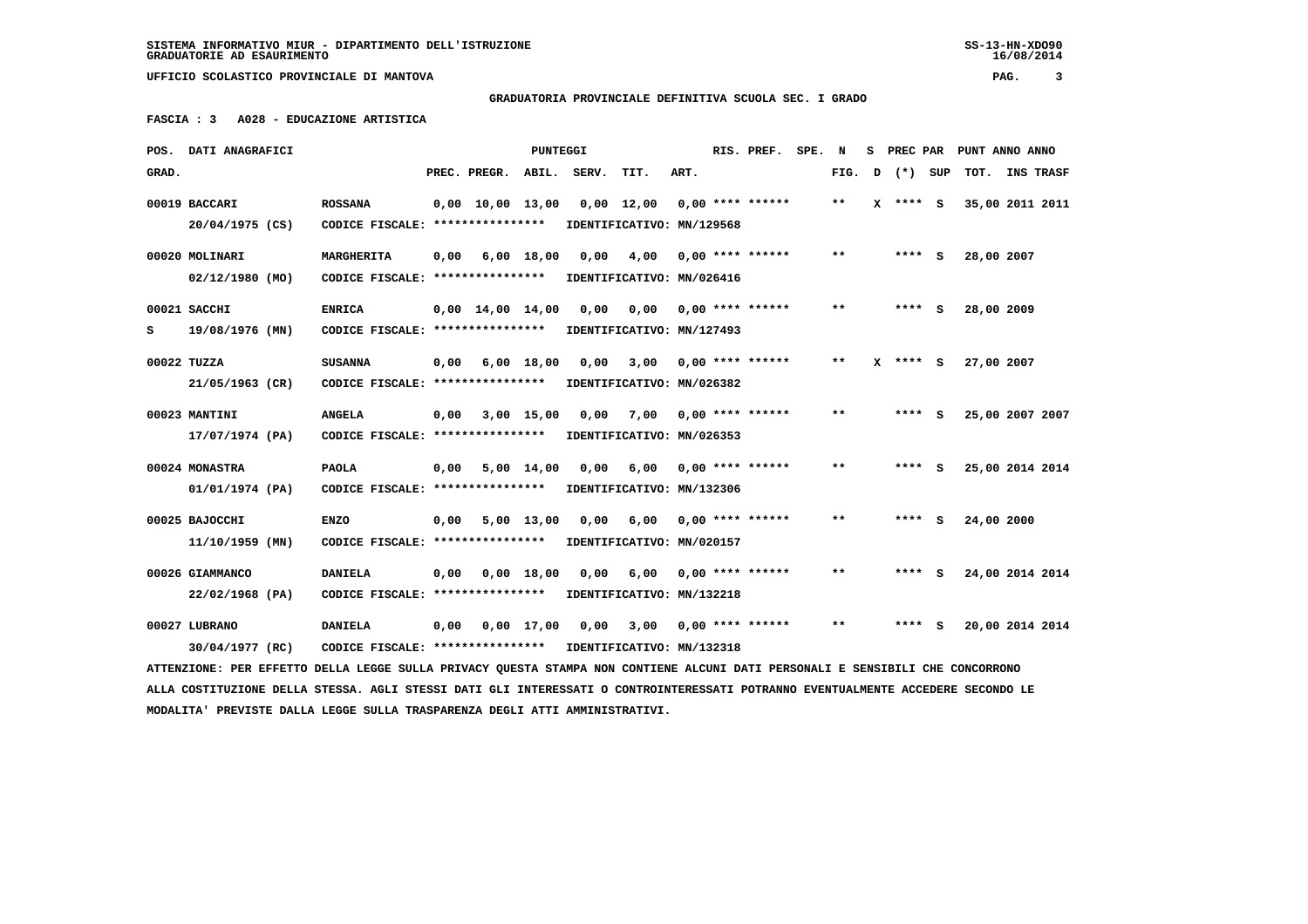SISTEMA INFORMATIVO MIUR - DIPARTIMENTO DELL'ISTRUZIONE
GRADUATORIE AD ESAURIMENTO

UFFICIO SCOLASTICO PROVINCIALE DI MANTOVA

GRADUATORIA PROVINCIALE DEFINITIVA SCUOLA SEC. I GRADO

FASCIA : 3   A028 - EDUCAZIONE ARTISTICA

| POS. GRAD. | DATI ANAGRAFICI | | PREC. | PREGR. | ABIL. | SERV. | TIT. | ART. | RIS. PREF. | SPE. | N FIG. | S D | PREC PAR (*) | SUP | PUNT ANNO TOT. | ANNO INS TRASF |
|---|---|---|---|---|---|---|---|---|---|---|---|---|---|---|---|---|
| 00019 | BACCARI 20/04/1975 (CS) | ROSSANA CODICE FISCALE: **************** IDENTIFICATIVO: MN/129568 | 0,00 | 10,00 | 13,00 | 0,00 | 12,00 | 0,00 | **** ****** | | ** | X | **** | S | 35,00 | 2011 2011 |
| 00020 | MOLINARI 02/12/1980 (MO) | MARGHERITA CODICE FISCALE: **************** IDENTIFICATIVO: MN/026416 | 0,00 | 6,00 | 18,00 | 0,00 | 4,00 | 0,00 | **** ****** | | ** | | **** | S | 28,00 | 2007 |
| 00021 S | SACCHI 19/08/1976 (MN) | ENRICA CODICE FISCALE: **************** IDENTIFICATIVO: MN/127493 | 0,00 | 14,00 | 14,00 | 0,00 | 0,00 | 0,00 | **** ****** | | ** | | **** | S | 28,00 | 2009 |
| 00022 | TUZZA 21/05/1963 (CR) | SUSANNA CODICE FISCALE: **************** IDENTIFICATIVO: MN/026382 | 0,00 | 6,00 | 18,00 | 0,00 | 3,00 | 0,00 | **** ****** | | ** | X | **** | S | 27,00 | 2007 |
| 00023 | MANTINI 17/07/1974 (PA) | ANGELA CODICE FISCALE: **************** IDENTIFICATIVO: MN/026353 | 0,00 | 3,00 | 15,00 | 0,00 | 7,00 | 0,00 | **** ****** | | ** | | **** | S | 25,00 | 2007 2007 |
| 00024 | MONASTRA 01/01/1974 (PA) | PAOLA CODICE FISCALE: **************** IDENTIFICATIVO: MN/132306 | 0,00 | 5,00 | 14,00 | 0,00 | 6,00 | 0,00 | **** ****** | | ** | | **** | S | 25,00 | 2014 2014 |
| 00025 | BAJOCCHI 11/10/1959 (MN) | ENZO CODICE FISCALE: **************** IDENTIFICATIVO: MN/020157 | 0,00 | 5,00 | 13,00 | 0,00 | 6,00 | 0,00 | **** ****** | | ** | | **** | S | 24,00 | 2000 |
| 00026 | GIAMMANCO 22/02/1968 (PA) | DANIELA CODICE FISCALE: **************** IDENTIFICATIVO: MN/132218 | 0,00 | 0,00 | 18,00 | 0,00 | 6,00 | 0,00 | **** ****** | | ** | | **** | S | 24,00 | 2014 2014 |
| 00027 | LUBRANO 30/04/1977 (RC) | DANIELA CODICE FISCALE: **************** IDENTIFICATIVO: MN/132318 | 0,00 | 0,00 | 17,00 | 0,00 | 3,00 | 0,00 | **** ****** | | ** | | **** | S | 20,00 | 2014 2014 |

ATTENZIONE: PER EFFETTO DELLA LEGGE SULLA PRIVACY QUESTA STAMPA NON CONTIENE ALCUNI DATI PERSONALI E SENSIBILI CHE CONCORRONO ALLA COSTITUZIONE DELLA STESSA. AGLI STESSI DATI GLI INTERESSATI O CONTROINTERESSATI POTRANNO EVENTUALMENTE ACCEDERE SECONDO LE MODALITA' PREVISTE DALLA LEGGE SULLA TRASPARENZA DEGLI ATTI AMMINISTRATIVI.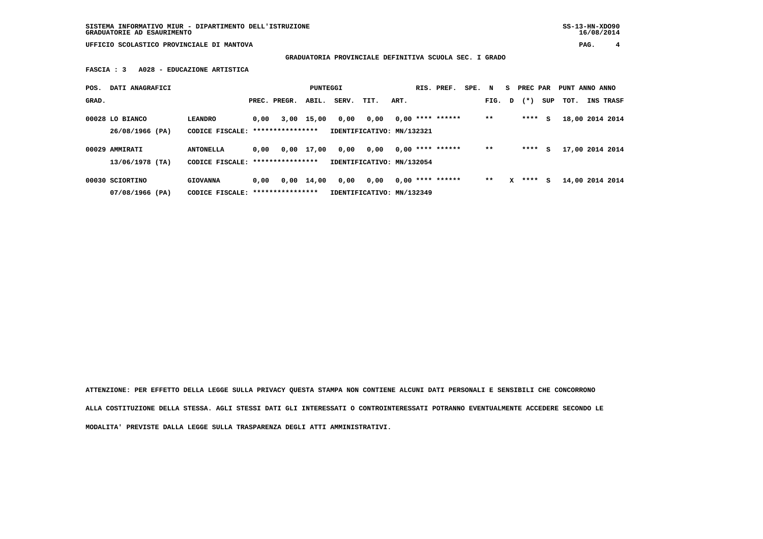SISTEMA INFORMATIVO MIUR - DIPARTIMENTO DELL'ISTRUZIONE
GRADUATORIE AD ESAURIMENTO

UFFICIO SCOLASTICO PROVINCIALE DI MANTOVA

**GRADUATORIA PROVINCIALE DEFINITIVA SCUOLA SEC. I GRADO**

**FASCIA : 3 A028 - EDUCAZIONE ARTISTICA**

| POS. GRAD. | DATI ANAGRAFICI | | PREC. | PREGR. | ABIL. | SERV. | TIT. | ART. | RIS. | PREF. | SPE. | N FIG. | S D | PREC PAR (*) | SUP | PUNT TOT. | ANNO INS | ANNO TRASF |
|---|---|---|---|---|---|---|---|---|---|---|---|---|---|---|---|---|---|---|
| 00028 | LO BIANCO 26/08/1966 (PA) | LEANDRO CODICE FISCALE: **************** IDENTIFICATIVO: MN/132321 | 0,00 | 3,00 | 15,00 | 0,00 | 0,00 | 0,00 | **** | ****** | | ** | | **** | S | 18,00 | 2014 | 2014 |
| 00029 | AMMIRATI 13/06/1978 (TA) | ANTONELLA CODICE FISCALE: **************** IDENTIFICATIVO: MN/132054 | 0,00 | 0,00 | 17,00 | 0,00 | 0,00 | 0,00 | **** | ****** | | ** | | **** | S | 17,00 | 2014 | 2014 |
| 00030 | SCIORTINO 07/08/1966 (PA) | GIOVANNA CODICE FISCALE: **************** IDENTIFICATIVO: MN/132349 | 0,00 | 0,00 | 14,00 | 0,00 | 0,00 | 0,00 | **** | ****** | | ** | X | **** | S | 14,00 | 2014 | 2014 |

ATTENZIONE: PER EFFETTO DELLA LEGGE SULLA PRIVACY QUESTA STAMPA NON CONTIENE ALCUNI DATI PERSONALI E SENSIBILI CHE CONCORRONO ALLA COSTITUZIONE DELLA STESSA. AGLI STESSI DATI GLI INTERESSATI O CONTROINTERESSATI POTRANNO EVENTUALMENTE ACCEDERE SECONDO LE MODALITA' PREVISTE DALLA LEGGE SULLA TRASPARENZA DEGLI ATTI AMMINISTRATIVI.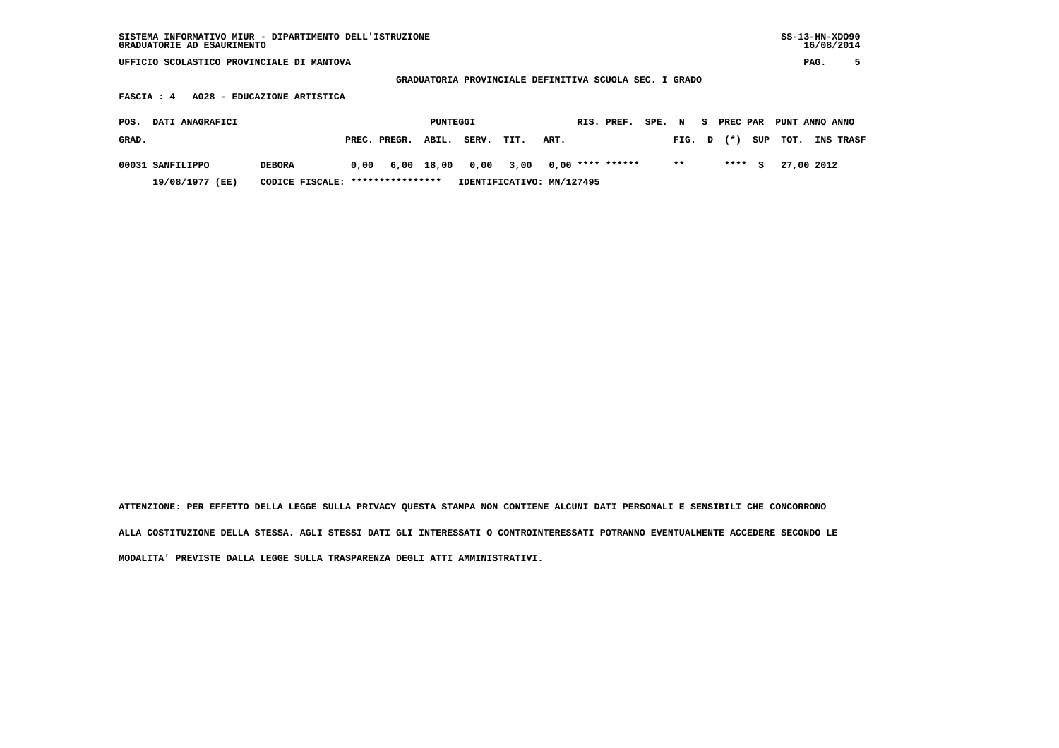SISTEMA INFORMATIVO MIUR - DIPARTIMENTO DELL'ISTRUZIONE
GRADUATORIE AD ESAURIMENTO

UFFICIO SCOLASTICO PROVINCIALE DI MANTOVA

**GRADUATORIA PROVINCIALE DEFINITIVA SCUOLA SEC. I GRADO**

**FASCIA : 4 A028 - EDUCAZIONE ARTISTICA**

| POS. GRAD. | DATI ANAGRAFICI | | PUNTEGGI PREC. | PREGR. | ABIL. | SERV. | TIT. | ART. | RIS. | PREF. | SPE. FIG. | N D | S (*) | PREC PAR SUP | PUNT TOT. | ANNO INS | ANNO TRASF |
|---|---|---|---|---|---|---|---|---|---|---|---|---|---|---|---|---|---|
| 00031 | SANFILIPPO | DEBORA | 0,00 | 6,00 | 18,00 | 0,00 | 3,00 | 0,00 | **** | ****** | ** | | **** | S | 27,00 | 2012 | |
| | 19/08/1977 (EE) | CODICE FISCALE: **************** | IDENTIFICATIVO: MN/127495 | | | | | | | | | | | | | | |

ATTENZIONE: PER EFFETTO DELLA LEGGE SULLA PRIVACY QUESTA STAMPA NON CONTIENE ALCUNI DATI PERSONALI E SENSIBILI CHE CONCORRONO ALLA COSTITUZIONE DELLA STESSA. AGLI STESSI DATI GLI INTERESSATI O CONTROINTERESSATI POTRANNO EVENTUALMENTE ACCEDERE SECONDO LE MODALITA' PREVISTE DALLA LEGGE SULLA TRASPARENZA DEGLI ATTI AMMINISTRATIVI.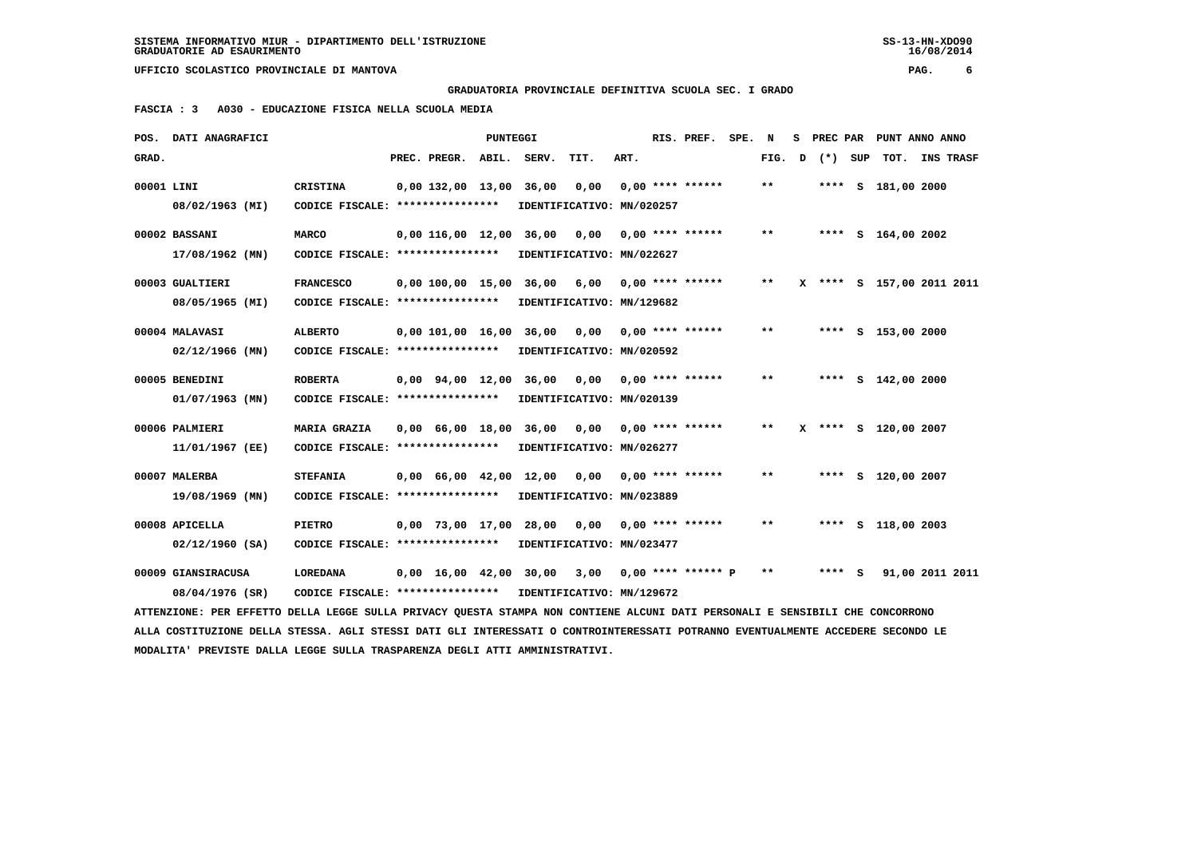SISTEMA INFORMATIVO MIUR - DIPARTIMENTO DELL'ISTRUZIONE
GRADUATORIE AD ESAURIMENTO

UFFICIO SCOLASTICO PROVINCIALE DI MANTOVA

**GRADUATORIA PROVINCIALE DEFINITIVA SCUOLA SEC. I GRADO**

**FASCIA : 3 A030 - EDUCAZIONE FISICA NELLA SCUOLA MEDIA**

| POS. GRAD. | DATI ANAGRAFICI | | PREC. | PREGR. | ABIL. | SERV. | TIT. | ART. | RIS. | PREF. | SPE. | N FIG. | S D | PREC PAR (*) | SUP | PUNT TOT. | ANNO INS | ANNO TRASF |
|---|---|---|---|---|---|---|---|---|---|---|---|---|---|---|---|---|---|---|
| 00001 | LINI 08/02/1963 (MI) | CRISTINA CODICE FISCALE: **************** IDENTIFICATIVO: MN/020257 | 0,00 | 132,00 | 13,00 | 36,00 | 0,00 | 0,00 | **** | ****** | | ** | | **** | S | 181,00 | 2000 | |
| 00002 | BASSANI 17/08/1962 (MN) | MARCO CODICE FISCALE: **************** IDENTIFICATIVO: MN/022627 | 0,00 | 116,00 | 12,00 | 36,00 | 0,00 | 0,00 | **** | ****** | | ** | | **** | S | 164,00 | 2002 | |
| 00003 | GUALTIERI 08/05/1965 (MI) | FRANCESCO CODICE FISCALE: **************** IDENTIFICATIVO: MN/129682 | 0,00 | 100,00 | 15,00 | 36,00 | 6,00 | 0,00 | **** | ****** | | ** | X | **** | S | 157,00 | 2011 | 2011 |
| 00004 | MALAVASI 02/12/1966 (MN) | ALBERTO CODICE FISCALE: **************** IDENTIFICATIVO: MN/020592 | 0,00 | 101,00 | 16,00 | 36,00 | 0,00 | 0,00 | **** | ****** | | ** | | **** | S | 153,00 | 2000 | |
| 00005 | BENEDINI 01/07/1963 (MN) | ROBERTA CODICE FISCALE: **************** IDENTIFICATIVO: MN/020139 | 0,00 | 94,00 | 12,00 | 36,00 | 0,00 | 0,00 | **** | ****** | | ** | | **** | S | 142,00 | 2000 | |
| 00006 | PALMIERI 11/01/1967 (EE) | MARIA GRAZIA CODICE FISCALE: **************** IDENTIFICATIVO: MN/026277 | 0,00 | 66,00 | 18,00 | 36,00 | 0,00 | 0,00 | **** | ****** | | ** | X | **** | S | 120,00 | 2007 | |
| 00007 | MALERBA 19/08/1969 (MN) | STEFANIA CODICE FISCALE: **************** IDENTIFICATIVO: MN/023889 | 0,00 | 66,00 | 42,00 | 12,00 | 0,00 | 0,00 | **** | ****** | | ** | | **** | S | 120,00 | 2007 | |
| 00008 | APICELLA 02/12/1960 (SA) | PIETRO CODICE FISCALE: **************** IDENTIFICATIVO: MN/023477 | 0,00 | 73,00 | 17,00 | 28,00 | 0,00 | 0,00 | **** | ****** | | ** | | **** | S | 118,00 | 2003 | |
| 00009 | GIANSIRACUSA 08/04/1976 (SR) | LOREDANA CODICE FISCALE: **************** IDENTIFICATIVO: MN/129672 | 0,00 | 16,00 | 42,00 | 30,00 | 3,00 | 0,00 | **** | ****** P | | ** | | **** | S | 91,00 | 2011 | 2011 |

ATTENZIONE: PER EFFETTO DELLA LEGGE SULLA PRIVACY QUESTA STAMPA NON CONTIENE ALCUNI DATI PERSONALI E SENSIBILI CHE CONCORRONO ALLA COSTITUZIONE DELLA STESSA. AGLI STESSI DATI GLI INTERESSATI O CONTROINTERESSATI POTRANNO EVENTUALMENTE ACCEDERE SECONDO LE MODALITA' PREVISTE DALLA LEGGE SULLA TRASPARENZA DEGLI ATTI AMMINISTRATIVI.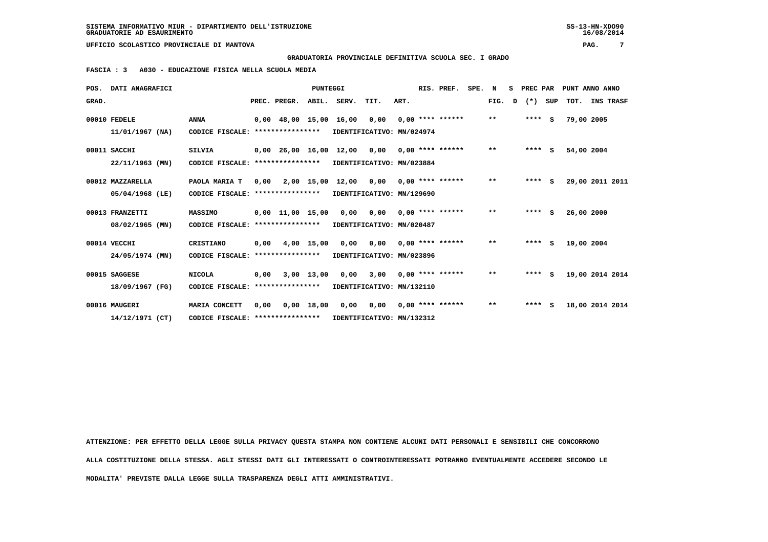SISTEMA INFORMATIVO MIUR - DIPARTIMENTO DELL'ISTRUZIONE
GRADUATORIE AD ESAURIMENTO

UFFICIO SCOLASTICO PROVINCIALE DI MANTOVA

**GRADUATORIA PROVINCIALE DEFINITIVA SCUOLA SEC. I GRADO**

**FASCIA : 3 A030 - EDUCAZIONE FISICA NELLA SCUOLA MEDIA**

| POS. GRAD. | DATI ANAGRAFICI | | PREC. | PREGR. | ABIL. | SERV. | TIT. | ART. | RIS. | PREF. | SPE. | N FIG. | S D | PREC PAR (*) | SUP | PUNT ANNO TOT. | ANNO INS TRASF |
|---|---|---|---|---|---|---|---|---|---|---|---|---|---|---|---|---|---|
| 00010 | FEDELE 11/01/1967 (NA) | ANNA CODICE FISCALE: **************** IDENTIFICATIVO: MN/024974 | 0,00 | 48,00 | 15,00 | 16,00 | 0,00 | 0,00 | **** | ****** | | ** | | **** | S | 79,00 | 2005 |
| 00011 | SACCHI 22/11/1963 (MN) | SILVIA CODICE FISCALE: **************** IDENTIFICATIVO: MN/023884 | 0,00 | 26,00 | 16,00 | 12,00 | 0,00 | 0,00 | **** | ****** | | ** | | **** | S | 54,00 | 2004 |
| 00012 | MAZZARELLA 05/04/1968 (LE) | PAOLA MARIA T CODICE FISCALE: **************** IDENTIFICATIVO: MN/129690 | 0,00 | 2,00 | 15,00 | 12,00 | 0,00 | 0,00 | **** | ****** | | ** | | **** | S | 29,00 | 2011 2011 |
| 00013 | FRANZETTI 08/02/1965 (MN) | MASSIMO CODICE FISCALE: **************** IDENTIFICATIVO: MN/020487 | 0,00 | 11,00 | 15,00 | 0,00 | 0,00 | 0,00 | **** | ****** | | ** | | **** | S | 26,00 | 2000 |
| 00014 | VECCHI 24/05/1974 (MN) | CRISTIANO CODICE FISCALE: **************** IDENTIFICATIVO: MN/023896 | 0,00 | 4,00 | 15,00 | 0,00 | 0,00 | 0,00 | **** | ****** | | ** | | **** | S | 19,00 | 2004 |
| 00015 | SAGGESE 18/09/1967 (FG) | NICOLA CODICE FISCALE: **************** IDENTIFICATIVO: MN/132110 | 0,00 | 3,00 | 13,00 | 0,00 | 3,00 | 0,00 | **** | ****** | | ** | | **** | S | 19,00 | 2014 2014 |
| 00016 | MAUGERI 14/12/1971 (CT) | MARIA CONCETT CODICE FISCALE: **************** IDENTIFICATIVO: MN/132312 | 0,00 | 0,00 | 18,00 | 0,00 | 0,00 | 0,00 | **** | ****** | | ** | | **** | S | 18,00 | 2014 2014 |

ATTENZIONE: PER EFFETTO DELLA LEGGE SULLA PRIVACY QUESTA STAMPA NON CONTIENE ALCUNI DATI PERSONALI E SENSIBILI CHE CONCORRONO ALLA COSTITUZIONE DELLA STESSA. AGLI STESSI DATI GLI INTERESSATI O CONTROINTERESSATI POTRANNO EVENTUALMENTE ACCEDERE SECONDO LE MODALITA' PREVISTE DALLA LEGGE SULLA TRASPARENZA DEGLI ATTI AMMINISTRATIVI.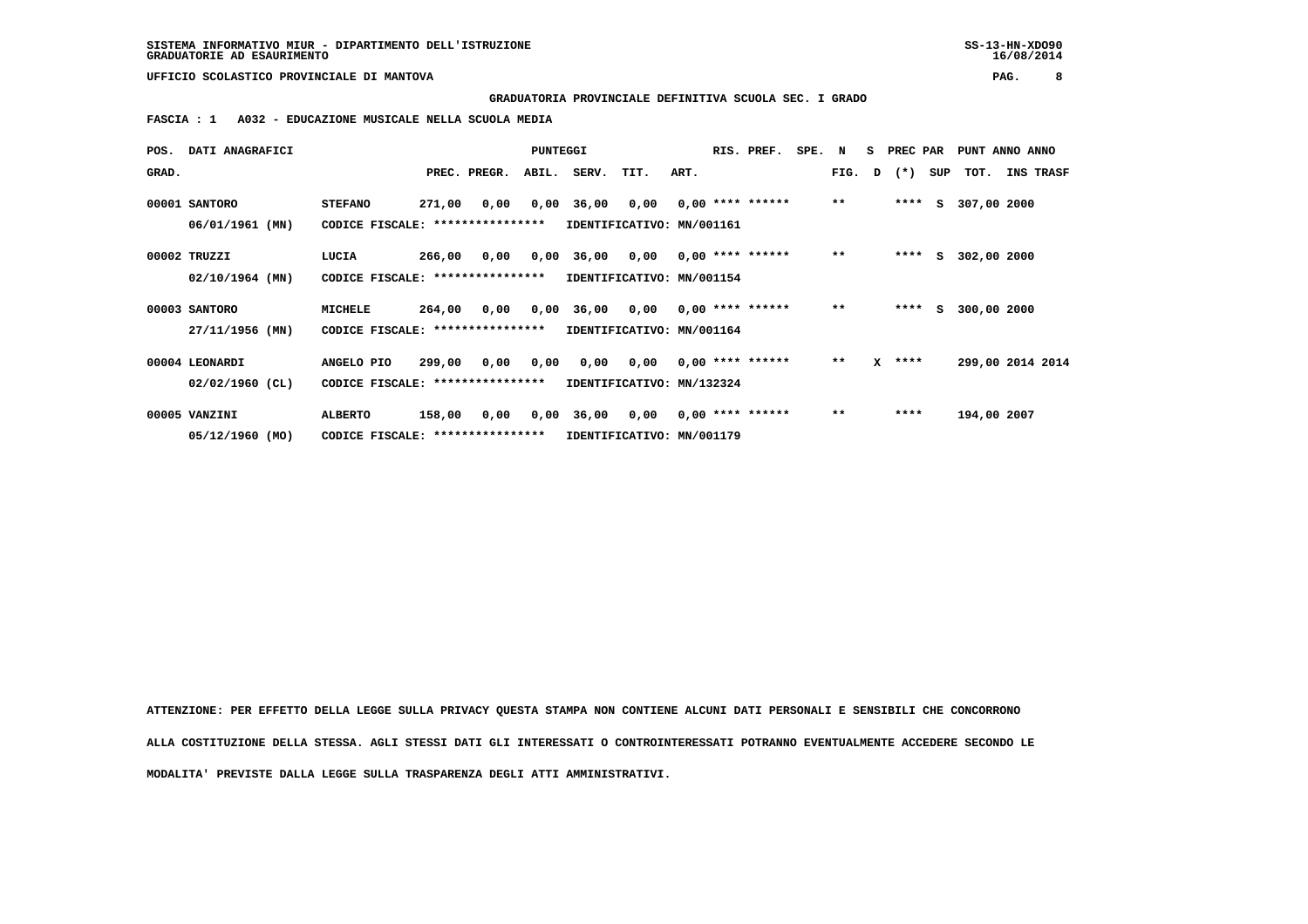SISTEMA INFORMATIVO MIUR - DIPARTIMENTO DELL'ISTRUZIONE
GRADUATORIE AD ESAURIMENTO

UFFICIO SCOLASTICO PROVINCIALE DI MANTOVA

**GRADUATORIA PROVINCIALE DEFINITIVA SCUOLA SEC. I GRADO**

**FASCIA : 1 A032 - EDUCAZIONE MUSICALE NELLA SCUOLA MEDIA**

| POS. GRAD. | DATI ANAGRAFICI | | PREC. | PREGR. | ABIL. | SERV. | TIT. | ART. | RIS. | PREF. | SPE. | N FIG. | S D | PREC PAR (*) | SUP | PUNT TOT. | ANNO INS | ANNO TRASF |
|---|---|---|---|---|---|---|---|---|---|---|---|---|---|---|---|---|---|---|
| 00001 | SANTORO | STEFANO | 271,00 | 0,00 | 0,00 | 36,00 | 0,00 | 0,00 | **** | ****** | | ** | | **** | S | 307,00 | 2000 | |
| | 06/01/1961 (MN) | CODICE FISCALE: **************** IDENTIFICATIVO: MN/001161 | | | | | | | | | | | | | | | | |
| 00002 | TRUZZI | LUCIA | 266,00 | 0,00 | 0,00 | 36,00 | 0,00 | 0,00 | **** | ****** | | ** | | **** | S | 302,00 | 2000 | |
| | 02/10/1964 (MN) | CODICE FISCALE: **************** IDENTIFICATIVO: MN/001154 | | | | | | | | | | | | | | | | |
| 00003 | SANTORO | MICHELE | 264,00 | 0,00 | 0,00 | 36,00 | 0,00 | 0,00 | **** | ****** | | ** | | **** | S | 300,00 | 2000 | |
| | 27/11/1956 (MN) | CODICE FISCALE: **************** IDENTIFICATIVO: MN/001164 | | | | | | | | | | | | | | | | |
| 00004 | LEONARDI | ANGELO PIO | 299,00 | 0,00 | 0,00 | 0,00 | 0,00 | 0,00 | **** | ****** | | ** | X | **** | | 299,00 | 2014 | 2014 |
| | 02/02/1960 (CL) | CODICE FISCALE: **************** IDENTIFICATIVO: MN/132324 | | | | | | | | | | | | | | | | |
| 00005 | VANZINI | ALBERTO | 158,00 | 0,00 | 0,00 | 36,00 | 0,00 | 0,00 | **** | ****** | | ** | | **** | | 194,00 | 2007 | |
| | 05/12/1960 (MO) | CODICE FISCALE: **************** IDENTIFICATIVO: MN/001179 | | | | | | | | | | | | | | | | |

ATTENZIONE: PER EFFETTO DELLA LEGGE SULLA PRIVACY QUESTA STAMPA NON CONTIENE ALCUNI DATI PERSONALI E SENSIBILI CHE CONCORRONO ALLA COSTITUZIONE DELLA STESSA. AGLI STESSI DATI GLI INTERESSATI O CONTROINTERESSATI POTRANNO EVENTUALMENTE ACCEDERE SECONDO LE MODALITA' PREVISTE DALLA LEGGE SULLA TRASPARENZA DEGLI ATTI AMMINISTRATIVI.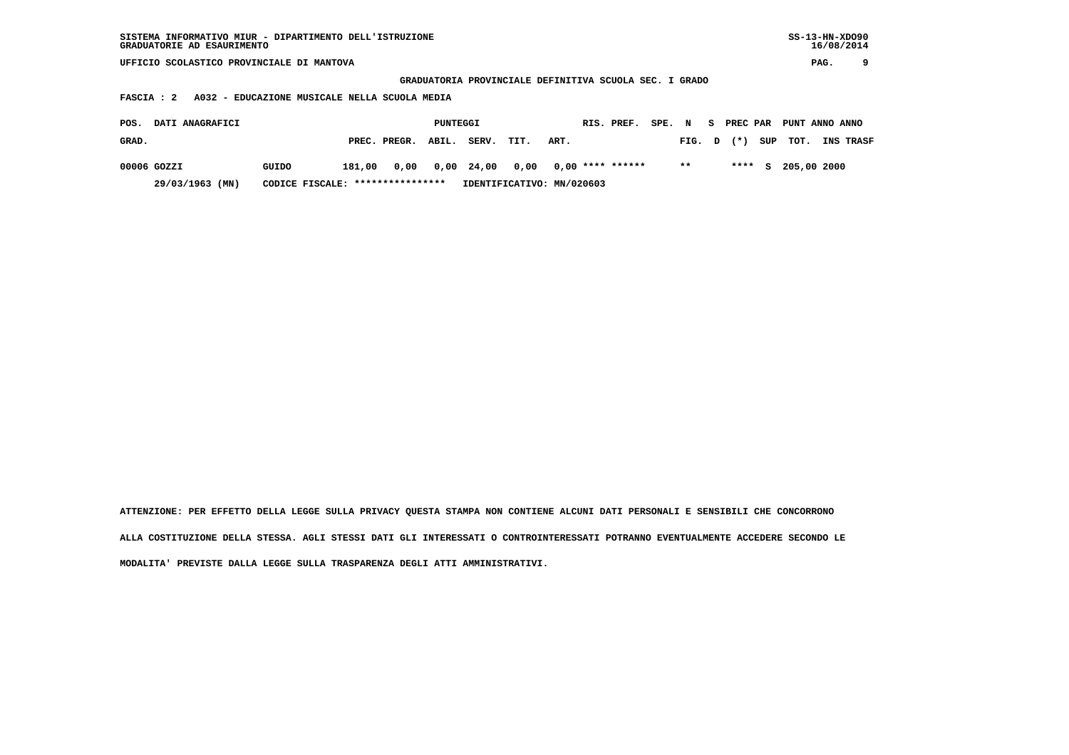SISTEMA INFORMATIVO MIUR - DIPARTIMENTO DELL'ISTRUZIONE
GRADUATORIE AD ESAURIMENTO

UFFICIO SCOLASTICO PROVINCIALE DI MANTOVA

GRADUATORIA PROVINCIALE DEFINITIVA SCUOLA SEC. I GRADO

FASCIA : 2   A032 - EDUCAZIONE MUSICALE NELLA SCUOLA MEDIA

| POS. GRAD. | DATI ANAGRAFICI | | PUNTEGGI PREC. | PREGR. | ABIL. | SERV. | TIT. | ART. | RIS. | PREF. | SPE. | N FIG. | S D | PREC (*) | PAR SUP | PUNT TOT. | ANNO INS | ANNO TRASF |
|---|---|---|---|---|---|---|---|---|---|---|---|---|---|---|---|---|---|---|
| 00006 | GOZZI | GUIDO | 181,00 | 0,00 | 0,00 | 24,00 | 0,00 | 0,00 | **** | ****** | | ** | | **** | S | 205,00 | 2000 | |
| | 29/03/1963 (MN) | CODICE FISCALE: **************** | IDENTIFICATIVO: MN/020603 | | | | | | | | | | | | | | | |

ATTENZIONE: PER EFFETTO DELLA LEGGE SULLA PRIVACY QUESTA STAMPA NON CONTIENE ALCUNI DATI PERSONALI E SENSIBILI CHE CONCORRONO ALLA COSTITUZIONE DELLA STESSA. AGLI STESSI DATI GLI INTERESSATI O CONTROINTERESSATI POTRANNO EVENTUALMENTE ACCEDERE SECONDO LE MODALITA' PREVISTE DALLA LEGGE SULLA TRASPARENZA DEGLI ATTI AMMINISTRATIVI.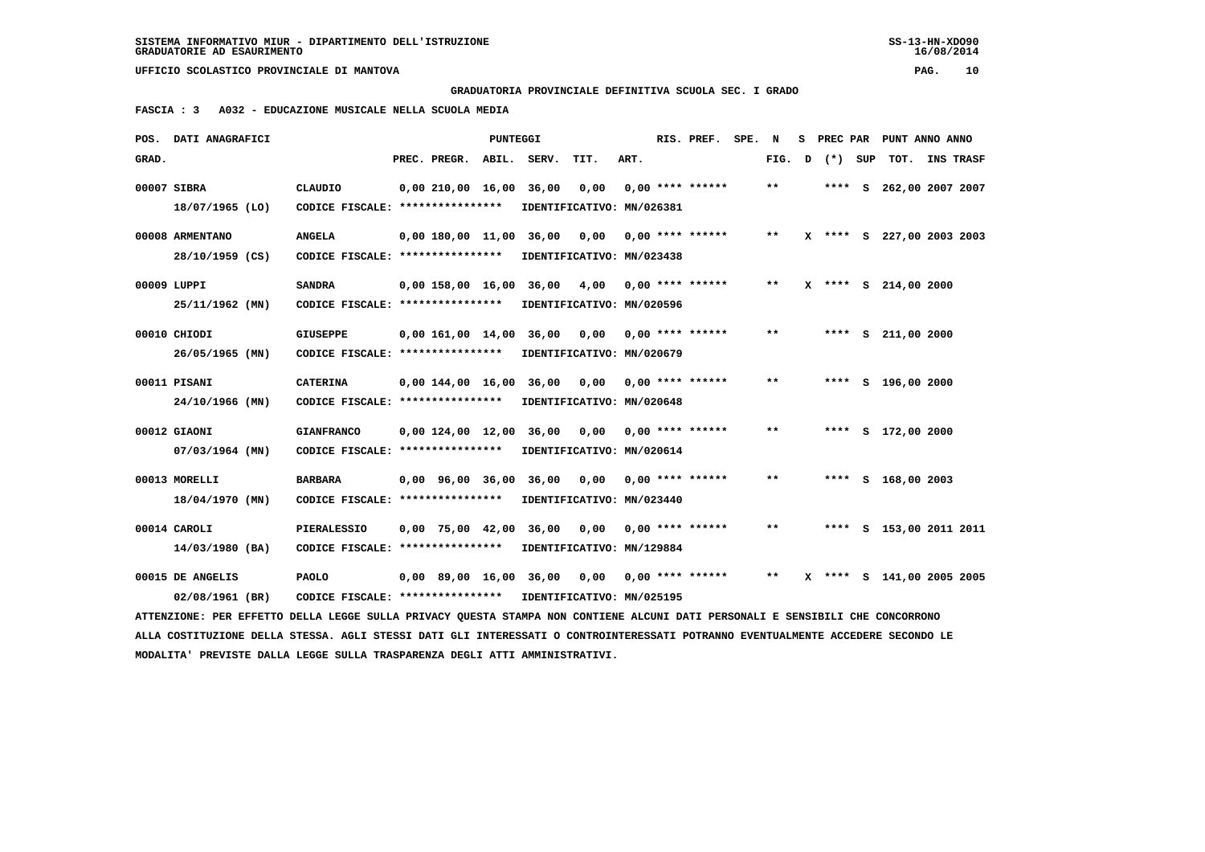SISTEMA INFORMATIVO MIUR - DIPARTIMENTO DELL'ISTRUZIONE
GRADUATORIE AD ESAURIMENTO

UFFICIO SCOLASTICO PROVINCIALE DI MANTOVA

**GRADUATORIA PROVINCIALE DEFINITIVA SCUOLA SEC. I GRADO**

**FASCIA : 3 A032 - EDUCAZIONE MUSICALE NELLA SCUOLA MEDIA**

| POS. GRAD. | DATI ANAGRAFICI | | PREC. | PREGR. | ABIL. | SERV. | TIT. | ART. | RIS. | PREF. | SPE. | N FIG. | S D | PREC PAR (*) | SUP | PUNT TOT. | ANNO INS | ANNO TRASF |
|---|---|---|---|---|---|---|---|---|---|---|---|---|---|---|---|---|---|---|
| 00007 | SIBRA | CLAUDIO | 0,00 | 210,00 | 16,00 | 36,00 | 0,00 | 0,00 | **** | ****** | | ** | | **** | S | 262,00 | 2007 | 2007 |
| | 18/07/1965 (LO) | CODICE FISCALE: **************** | IDENTIFICATIVO: MN/026381 | | | | | | | | | | | | | | | |
| 00008 | ARMENTANO | ANGELA | 0,00 | 180,00 | 11,00 | 36,00 | 0,00 | 0,00 | **** | ****** | | ** | X | **** | S | 227,00 | 2003 | 2003 |
| | 28/10/1959 (CS) | CODICE FISCALE: **************** | IDENTIFICATIVO: MN/023438 | | | | | | | | | | | | | | | |
| 00009 | LUPPI | SANDRA | 0,00 | 158,00 | 16,00 | 36,00 | 4,00 | 0,00 | **** | ****** | | ** | X | **** | S | 214,00 | 2000 | |
| | 25/11/1962 (MN) | CODICE FISCALE: **************** | IDENTIFICATIVO: MN/020596 | | | | | | | | | | | | | | | |
| 00010 | CHIODI | GIUSEPPE | 0,00 | 161,00 | 14,00 | 36,00 | 0,00 | 0,00 | **** | ****** | | ** | | **** | S | 211,00 | 2000 | |
| | 26/05/1965 (MN) | CODICE FISCALE: **************** | IDENTIFICATIVO: MN/020679 | | | | | | | | | | | | | | | |
| 00011 | PISANI | CATERINA | 0,00 | 144,00 | 16,00 | 36,00 | 0,00 | 0,00 | **** | ****** | | ** | | **** | S | 196,00 | 2000 | |
| | 24/10/1966 (MN) | CODICE FISCALE: **************** | IDENTIFICATIVO: MN/020648 | | | | | | | | | | | | | | | |
| 00012 | GIAONI | GIANFRANCO | 0,00 | 124,00 | 12,00 | 36,00 | 0,00 | 0,00 | **** | ****** | | ** | | **** | S | 172,00 | 2000 | |
| | 07/03/1964 (MN) | CODICE FISCALE: **************** | IDENTIFICATIVO: MN/020614 | | | | | | | | | | | | | | | |
| 00013 | MORELLI | BARBARA | 0,00 | 96,00 | 36,00 | 36,00 | 0,00 | 0,00 | **** | ****** | | ** | | **** | S | 168,00 | 2003 | |
| | 18/04/1970 (MN) | CODICE FISCALE: **************** | IDENTIFICATIVO: MN/023440 | | | | | | | | | | | | | | | |
| 00014 | CAROLI | PIERALESSIO | 0,00 | 75,00 | 42,00 | 36,00 | 0,00 | 0,00 | **** | ****** | | ** | | **** | S | 153,00 | 2011 | 2011 |
| | 14/03/1980 (BA) | CODICE FISCALE: **************** | IDENTIFICATIVO: MN/129884 | | | | | | | | | | | | | | | |
| 00015 | DE ANGELIS | PAOLO | 0,00 | 89,00 | 16,00 | 36,00 | 0,00 | 0,00 | **** | ****** | | ** | X | **** | S | 141,00 | 2005 | 2005 |
| | 02/08/1961 (BR) | CODICE FISCALE: **************** | IDENTIFICATIVO: MN/025195 | | | | | | | | | | | | | | | |

ATTENZIONE: PER EFFETTO DELLA LEGGE SULLA PRIVACY QUESTA STAMPA NON CONTIENE ALCUNI DATI PERSONALI E SENSIBILI CHE CONCORRONO ALLA COSTITUZIONE DELLA STESSA. AGLI STESSI DATI GLI INTERESSATI O CONTROINTERESSATI POTRANNO EVENTUALMENTE ACCEDERE SECONDO LE MODALITA' PREVISTE DALLA LEGGE SULLA TRASPARENZA DEGLI ATTI AMMINISTRATIVI.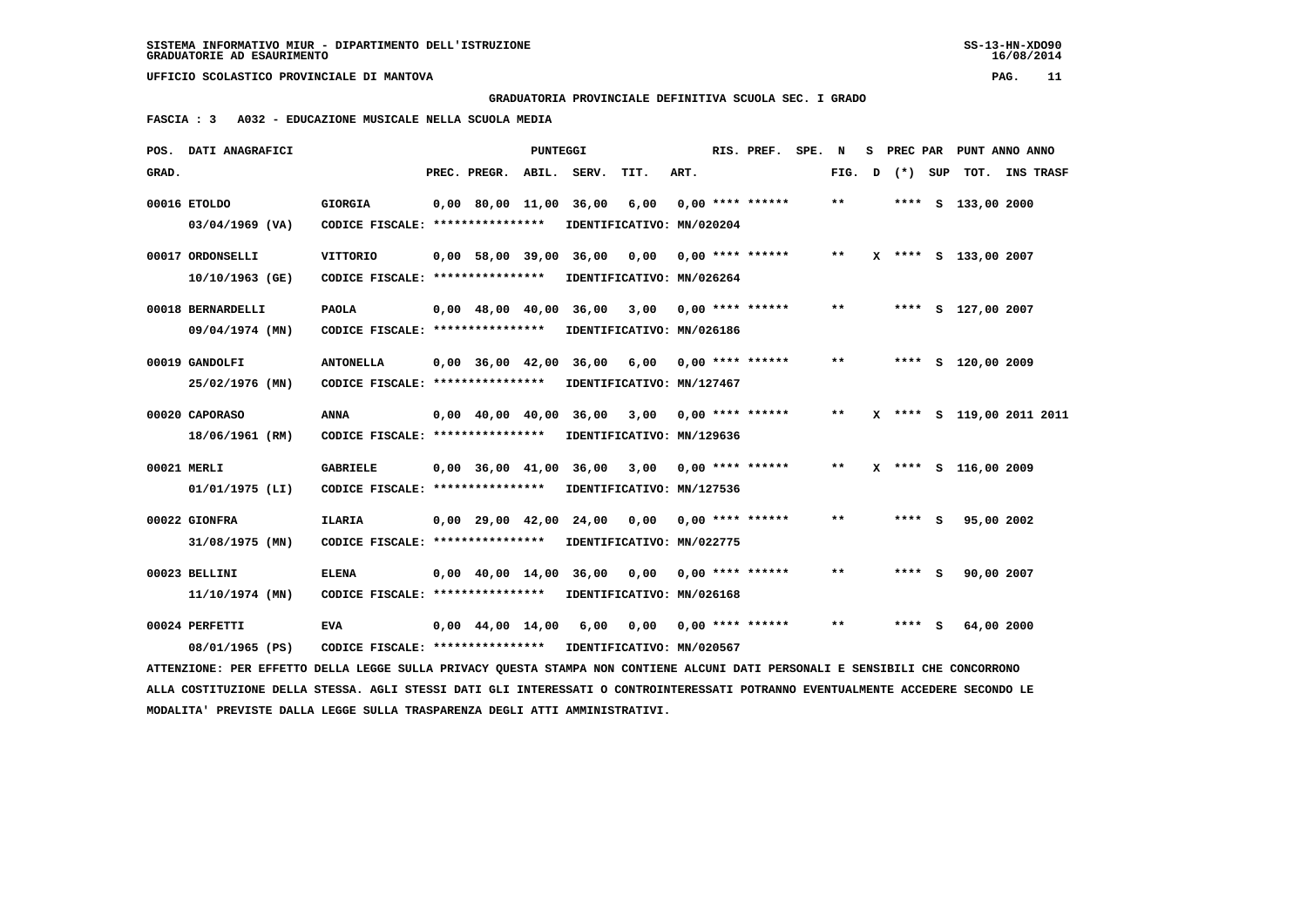SISTEMA INFORMATIVO MIUR - DIPARTIMENTO DELL'ISTRUZIONE
GRADUATORIE AD ESAURIMENTO

UFFICIO SCOLASTICO PROVINCIALE DI MANTOVA

GRADUATORIA PROVINCIALE DEFINITIVA SCUOLA SEC. I GRADO

FASCIA : 3   A032 - EDUCAZIONE MUSICALE NELLA SCUOLA MEDIA

| POS. GRAD. | DATI ANAGRAFICI | | PREC. | PREGR. | ABIL. | SERV. | TIT. | ART. | RIS. PREF. | SPE. | N FIG. | S D | PREC PAR (*) | SUP | PUNT ANNO ANNO TOT. | INS | TRASF |
|---|---|---|---|---|---|---|---|---|---|---|---|---|---|---|---|---|---|
| 00016 | ETOLDO 03/04/1969 (VA) | GIORGIA CODICE FISCALE: **************** IDENTIFICATIVO: MN/020204 | 0,00 | 80,00 | 11,00 | 36,00 | 6,00 | 0,00 | **** ****** | | ** | | **** | S | 133,00 | 2000 | |
| 00017 | ORDONSELLI 10/10/1963 (GE) | VITTORIO CODICE FISCALE: **************** IDENTIFICATIVO: MN/026264 | 0,00 | 58,00 | 39,00 | 36,00 | 0,00 | 0,00 | **** ****** | | ** | X | **** | S | 133,00 | 2007 | |
| 00018 | BERNARDELLI 09/04/1974 (MN) | PAOLA CODICE FISCALE: **************** IDENTIFICATIVO: MN/026186 | 0,00 | 48,00 | 40,00 | 36,00 | 3,00 | 0,00 | **** ****** | | ** | | **** | S | 127,00 | 2007 | |
| 00019 | GANDOLFI 25/02/1976 (MN) | ANTONELLA CODICE FISCALE: **************** IDENTIFICATIVO: MN/127467 | 0,00 | 36,00 | 42,00 | 36,00 | 6,00 | 0,00 | **** ****** | | ** | | **** | S | 120,00 | 2009 | |
| 00020 | CAPORASO 18/06/1961 (RM) | ANNA CODICE FISCALE: **************** IDENTIFICATIVO: MN/129636 | 0,00 | 40,00 | 40,00 | 36,00 | 3,00 | 0,00 | **** ****** | | ** | X | **** | S | 119,00 | 2011 | 2011 |
| 00021 | MERLI 01/01/1975 (LI) | GABRIELE CODICE FISCALE: **************** IDENTIFICATIVO: MN/127536 | 0,00 | 36,00 | 41,00 | 36,00 | 3,00 | 0,00 | **** ****** | | ** | X | **** | S | 116,00 | 2009 | |
| 00022 | GIONFRA 31/08/1975 (MN) | ILARIA CODICE FISCALE: **************** IDENTIFICATIVO: MN/022775 | 0,00 | 29,00 | 42,00 | 24,00 | 0,00 | 0,00 | **** ****** | | ** | | **** | S | 95,00 | 2002 | |
| 00023 | BELLINI 11/10/1974 (MN) | ELENA CODICE FISCALE: **************** IDENTIFICATIVO: MN/026168 | 0,00 | 40,00 | 14,00 | 36,00 | 0,00 | 0,00 | **** ****** | | ** | | **** | S | 90,00 | 2007 | |
| 00024 | PERFETTI 08/01/1965 (PS) | EVA CODICE FISCALE: **************** IDENTIFICATIVO: MN/020567 | 0,00 | 44,00 | 14,00 | 6,00 | 0,00 | 0,00 | **** ****** | | ** | | **** | S | 64,00 | 2000 | |

ATTENZIONE: PER EFFETTO DELLA LEGGE SULLA PRIVACY QUESTA STAMPA NON CONTIENE ALCUNI DATI PERSONALI E SENSIBILI CHE CONCORRONO ALLA COSTITUZIONE DELLA STESSA. AGLI STESSI DATI GLI INTERESSATI O CONTROINTERESSATI POTRANNO EVENTUALMENTE ACCEDERE SECONDO LE MODALITA' PREVISTE DALLA LEGGE SULLA TRASPARENZA DEGLI ATTI AMMINISTRATIVI.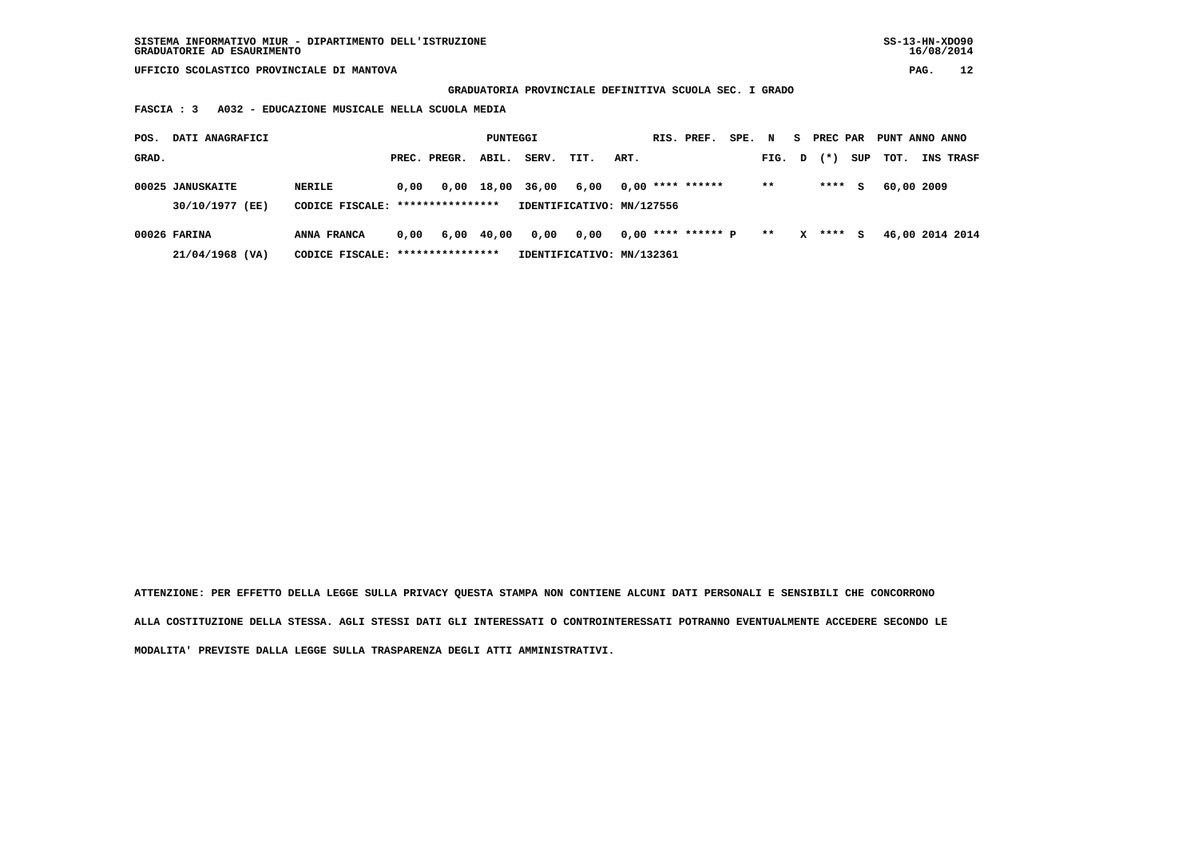SISTEMA INFORMATIVO MIUR - DIPARTIMENTO DELL'ISTRUZIONE
GRADUATORIE AD ESAURIMENTO

UFFICIO SCOLASTICO PROVINCIALE DI MANTOVA

**GRADUATORIA PROVINCIALE DEFINITIVA SCUOLA SEC. I GRADO**

**FASCIA : 3 A032 - EDUCAZIONE MUSICALE NELLA SCUOLA MEDIA**

| POS. GRAD. | DATI ANAGRAFICI | | PREC. | PREGR. | ABIL. | SERV. | TIT. | ART. | RIS. | PREF. | SPE. | N FIG. | S D | PREC (*) | PAR SUP | PUNT TOT. | ANNO INS | ANNO TRASF |
|---|---|---|---|---|---|---|---|---|---|---|---|---|---|---|---|---|---|---|
| 00025 | JANUSKAITE | NERILE | 0,00 | 0,00 | 18,00 | 36,00 | 6,00 | 0,00 | **** | ****** | | ** | | **** | S | 60,00 | 2009 | |
| | 30/10/1977 (EE) | CODICE FISCALE: **************** | IDENTIFICATIVO: MN/127556 | | | | | | | | | | | | | | | |
| 00026 | FARINA | ANNA FRANCA | 0,00 | 6,00 | 40,00 | 0,00 | 0,00 | 0,00 | **** | ****** | P | ** | X | **** | S | 46,00 | 2014 | 2014 |
| | 21/04/1968 (VA) | CODICE FISCALE: **************** | IDENTIFICATIVO: MN/132361 | | | | | | | | | | | | | | | |

**ATTENZIONE: PER EFFETTO DELLA LEGGE SULLA PRIVACY QUESTA STAMPA NON CONTIENE ALCUNI DATI PERSONALI E SENSIBILI CHE CONCORRONO ALLA COSTITUZIONE DELLA STESSA. AGLI STESSI DATI GLI INTERESSATI O CONTROINTERESSATI POTRANNO EVENTUALMENTE ACCEDERE SECONDO LE MODALITA' PREVISTE DALLA LEGGE SULLA TRASPARENZA DEGLI ATTI AMMINISTRATIVI.**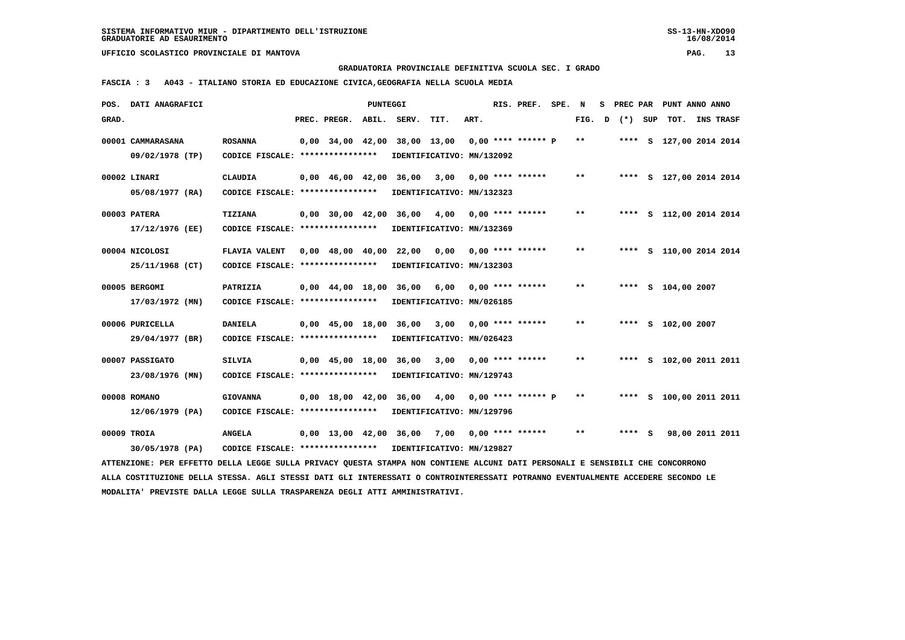SISTEMA INFORMATIVO MIUR - DIPARTIMENTO DELL'ISTRUZIONE
GRADUATORIE AD ESAURIMENTO

UFFICIO SCOLASTICO PROVINCIALE DI MANTOVA

**GRADUATORIA PROVINCIALE DEFINITIVA SCUOLA SEC. I GRADO**

**FASCIA : 3 A043 - ITALIANO STORIA ED EDUCAZIONE CIVICA,GEOGRAFIA NELLA SCUOLA MEDIA**

| POS. GRAD. | DATI ANAGRAFICI | | PREC. | PREGR. | ABIL. | SERV. | TIT. | ART. | RIS. PREF. | SPE. | N FIG. | S D | PREC PAR (*) | SUP | PUNT ANNO TOT. | ANNO INS | TRASF |
|---|---|---|---|---|---|---|---|---|---|---|---|---|---|---|---|---|---|
| 00001 | CAMMARASANA 09/02/1978 (TP) | ROSANNA CODICE FISCALE: **************** | 0,00 | 34,00 | 42,00 | 38,00 | 13,00 | 0,00 | **** ****** P | | ** | | **** | S | 127,00 | 2014 | 2014 |
| | | IDENTIFICATIVO: MN/132092 | | | | | | | | | | | | | | | |
| 00002 | LINARI 05/08/1977 (RA) | CLAUDIA CODICE FISCALE: **************** | 0,00 | 46,00 | 42,00 | 36,00 | 3,00 | 0,00 | **** ****** | | ** | | **** | S | 127,00 | 2014 | 2014 |
| | | IDENTIFICATIVO: MN/132323 | | | | | | | | | | | | | | | |
| 00003 | PATERA 17/12/1976 (EE) | TIZIANA CODICE FISCALE: **************** | 0,00 | 30,00 | 42,00 | 36,00 | 4,00 | 0,00 | **** ****** | | ** | | **** | S | 112,00 | 2014 | 2014 |
| | | IDENTIFICATIVO: MN/132369 | | | | | | | | | | | | | | | |
| 00004 | NICOLOSI 25/11/1968 (CT) | FLAVIA VALENT CODICE FISCALE: **************** | 0,00 | 48,00 | 40,00 | 22,00 | 0,00 | 0,00 | **** ****** | | ** | | **** | S | 110,00 | 2014 | 2014 |
| | | IDENTIFICATIVO: MN/132303 | | | | | | | | | | | | | | | |
| 00005 | BERGOMI 17/03/1972 (MN) | PATRIZIA CODICE FISCALE: **************** | 0,00 | 44,00 | 18,00 | 36,00 | 6,00 | 0,00 | **** ****** | | ** | | **** | S | 104,00 | 2007 | |
| | | IDENTIFICATIVO: MN/026185 | | | | | | | | | | | | | | | |
| 00006 | PURICELLA 29/04/1977 (BR) | DANIELA CODICE FISCALE: **************** | 0,00 | 45,00 | 18,00 | 36,00 | 3,00 | 0,00 | **** ****** | | ** | | **** | S | 102,00 | 2007 | |
| | | IDENTIFICATIVO: MN/026423 | | | | | | | | | | | | | | | |
| 00007 | PASSIGATO 23/08/1976 (MN) | SILVIA CODICE FISCALE: **************** | 0,00 | 45,00 | 18,00 | 36,00 | 3,00 | 0,00 | **** ****** | | ** | | **** | S | 102,00 | 2011 | 2011 |
| | | IDENTIFICATIVO: MN/129743 | | | | | | | | | | | | | | | |
| 00008 | ROMANO 12/06/1979 (PA) | GIOVANNA CODICE FISCALE: **************** | 0,00 | 18,00 | 42,00 | 36,00 | 4,00 | 0,00 | **** ****** P | | ** | | **** | S | 100,00 | 2011 | 2011 |
| | | IDENTIFICATIVO: MN/129796 | | | | | | | | | | | | | | | |
| 00009 | TROIA 30/05/1978 (PA) | ANGELA CODICE FISCALE: **************** | 0,00 | 13,00 | 42,00 | 36,00 | 7,00 | 0,00 | **** ****** | | ** | | **** | S | 98,00 | 2011 | 2011 |
| | | IDENTIFICATIVO: MN/129827 | | | | | | | | | | | | | | | |

ATTENZIONE: PER EFFETTO DELLA LEGGE SULLA PRIVACY QUESTA STAMPA NON CONTIENE ALCUNI DATI PERSONALI E SENSIBILI CHE CONCORRONO ALLA COSTITUZIONE DELLA STESSA. AGLI STESSI DATI GLI INTERESSATI O CONTROINTERESSATI POTRANNO EVENTUALMENTE ACCEDERE SECONDO LE MODALITA' PREVISTE DALLA LEGGE SULLA TRASPARENZA DEGLI ATTI AMMINISTRATIVI.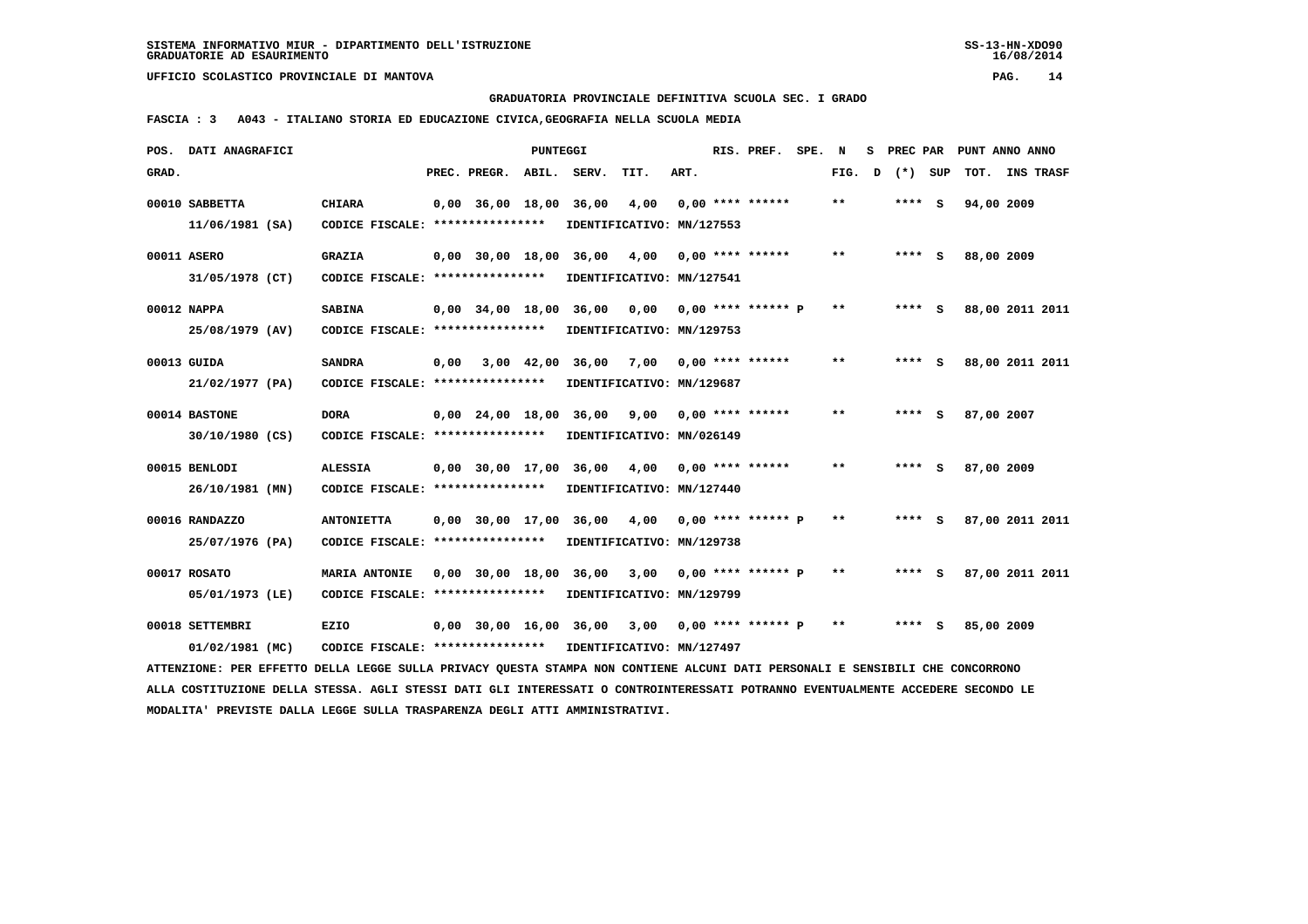GRADUATORIA PROVINCIALE DEFINITIVA SCUOLA SEC. I GRADO

**FASCIA : 3   A043 - ITALIANO STORIA ED EDUCAZIONE CIVICA,GEOGRAFIA NELLA SCUOLA MEDIA**

| POS. GRAD. | DATI ANAGRAFICI | | PREC. | PREGR. | ABIL. | SERV. | TIT. | ART. | RIS. PREF. | SPE. | N FIG. | S D | PREC PAR (*) | SUP | PUNT ANNO ANNO TOT. | INS TRASF |
|---|---|---|---|---|---|---|---|---|---|---|---|---|---|---|---|---|
| 00010 | SABBETTA 11/06/1981 (SA) | CHIARA CODICE FISCALE: **************** IDENTIFICATIVO: MN/127553 | 0,00 | 36,00 | 18,00 | 36,00 | 4,00 | 0,00 | **** ****** | | ** | | **** | S | 94,00 2009 | |
| 00011 | ASERO 31/05/1978 (CT) | GRAZIA CODICE FISCALE: **************** IDENTIFICATIVO: MN/127541 | 0,00 | 30,00 | 18,00 | 36,00 | 4,00 | 0,00 | **** ****** | | ** | | **** | S | 88,00 2009 | |
| 00012 | NAPPA 25/08/1979 (AV) | SABINA CODICE FISCALE: **************** IDENTIFICATIVO: MN/129753 | 0,00 | 34,00 | 18,00 | 36,00 | 0,00 | 0,00 | **** ****** P | | ** | | **** | S | 88,00 2011 | 2011 |
| 00013 | GUIDA 21/02/1977 (PA) | SANDRA CODICE FISCALE: **************** IDENTIFICATIVO: MN/129687 | 0,00 | 3,00 | 42,00 | 36,00 | 7,00 | 0,00 | **** ****** | | ** | | **** | S | 88,00 2011 | 2011 |
| 00014 | BASTONE 30/10/1980 (CS) | DORA CODICE FISCALE: **************** IDENTIFICATIVO: MN/026149 | 0,00 | 24,00 | 18,00 | 36,00 | 9,00 | 0,00 | **** ****** | | ** | | **** | S | 87,00 2007 | |
| 00015 | BENLODI 26/10/1981 (MN) | ALESSIA CODICE FISCALE: **************** IDENTIFICATIVO: MN/127440 | 0,00 | 30,00 | 17,00 | 36,00 | 4,00 | 0,00 | **** ****** | | ** | | **** | S | 87,00 2009 | |
| 00016 | RANDAZZO 25/07/1976 (PA) | ANTONIETTA CODICE FISCALE: **************** IDENTIFICATIVO: MN/129738 | 0,00 | 30,00 | 17,00 | 36,00 | 4,00 | 0,00 | **** ****** P | | ** | | **** | S | 87,00 2011 | 2011 |
| 00017 | ROSATO 05/01/1973 (LE) | MARIA ANTONIE CODICE FISCALE: **************** IDENTIFICATIVO: MN/129799 | 0,00 | 30,00 | 18,00 | 36,00 | 3,00 | 0,00 | **** ****** P | | ** | | **** | S | 87,00 2011 | 2011 |
| 00018 | SETTEMBRI 01/02/1981 (MC) | EZIO CODICE FISCALE: **************** IDENTIFICATIVO: MN/127497 | 0,00 | 30,00 | 16,00 | 36,00 | 3,00 | 0,00 | **** ****** P | | ** | | **** | S | 85,00 2009 | |

ATTENZIONE: PER EFFETTO DELLA LEGGE SULLA PRIVACY QUESTA STAMPA NON CONTIENE ALCUNI DATI PERSONALI E SENSIBILI CHE CONCORRONO ALLA COSTITUZIONE DELLA STESSA. AGLI STESSI DATI GLI INTERESSATI O CONTROINTERESSATI POTRANNO EVENTUALMENTE ACCEDERE SECONDO LE MODALITA' PREVISTE DALLA LEGGE SULLA TRASPARENZA DEGLI ATTI AMMINISTRATIVI.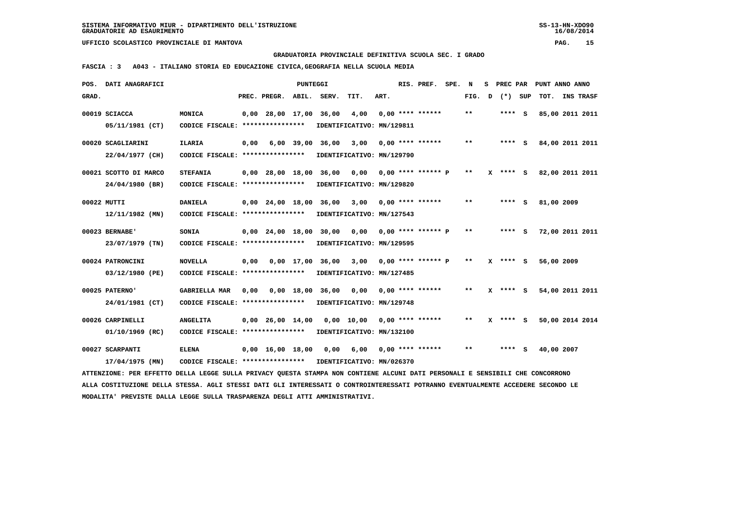SISTEMA INFORMATIVO MIUR - DIPARTIMENTO DELL'ISTRUZIONE
GRADUATORIE AD ESAURIMENTO

UFFICIO SCOLASTICO PROVINCIALE DI MANTOVA

GRADUATORIA PROVINCIALE DEFINITIVA SCUOLA SEC. I GRADO

FASCIA : 3   A043 - ITALIANO STORIA ED EDUCAZIONE CIVICA,GEOGRAFIA NELLA SCUOLA MEDIA

| POS. GRAD. | DATI ANAGRAFICI | | PREC. | PREGR. | ABIL. | SERV. | TIT. | ART. | RIS. PREF. | SPE. | N FIG. | S D | PREC PAR (*) | SUP | PUNT TOT. | ANNO INS | ANNO TRASF |
|---|---|---|---|---|---|---|---|---|---|---|---|---|---|---|---|---|---|
| 00019 | SCIACCA 05/11/1981 (CT) | MONICA CODICE FISCALE: **************** IDENTIFICATIVO: MN/129811 | 0,00 | 28,00 | 17,00 | 36,00 | 4,00 | 0,00 | **** ****** | | ** | | **** | S | 85,00 | 2011 | 2011 |
| 00020 | SCAGLIARINI 22/04/1977 (CH) | ILARIA CODICE FISCALE: **************** IDENTIFICATIVO: MN/129790 | 0,00 | 6,00 | 39,00 | 36,00 | 3,00 | 0,00 | **** ****** | | ** | | **** | S | 84,00 | 2011 | 2011 |
| 00021 | SCOTTO DI MARCO 24/04/1980 (BR) | STEFANIA CODICE FISCALE: **************** IDENTIFICATIVO: MN/129820 | 0,00 | 28,00 | 18,00 | 36,00 | 0,00 | 0,00 | **** ****** P | | ** | X | **** | S | 82,00 | 2011 | 2011 |
| 00022 | MUTTI 12/11/1982 (MN) | DANIELA CODICE FISCALE: **************** IDENTIFICATIVO: MN/127543 | 0,00 | 24,00 | 18,00 | 36,00 | 3,00 | 0,00 | **** ****** | | ** | | **** | S | 81,00 | 2009 | |
| 00023 | BERNABE' 23/07/1979 (TN) | SONIA CODICE FISCALE: **************** IDENTIFICATIVO: MN/129595 | 0,00 | 24,00 | 18,00 | 30,00 | 0,00 | 0,00 | **** ****** P | | ** | | **** | S | 72,00 | 2011 | 2011 |
| 00024 | PATRONCINI 03/12/1980 (PE) | NOVELLA CODICE FISCALE: **************** IDENTIFICATIVO: MN/127485 | 0,00 | 0,00 | 17,00 | 36,00 | 3,00 | 0,00 | **** ****** P | | ** | X | **** | S | 56,00 | 2009 | |
| 00025 | PATERNO' 24/01/1981 (CT) | GABRIELLA MAR CODICE FISCALE: **************** IDENTIFICATIVO: MN/129748 | 0,00 | 0,00 | 18,00 | 36,00 | 0,00 | 0,00 | **** ****** | | ** | X | **** | S | 54,00 | 2011 | 2011 |
| 00026 | CARPINELLI 01/10/1969 (RC) | ANGELITA CODICE FISCALE: **************** IDENTIFICATIVO: MN/132100 | 0,00 | 26,00 | 14,00 | 0,00 | 10,00 | 0,00 | **** ****** | | ** | X | **** | S | 50,00 | 2014 | 2014 |
| 00027 | SCARPANTI 17/04/1975 (MN) | ELENA CODICE FISCALE: **************** IDENTIFICATIVO: MN/026370 | 0,00 | 16,00 | 18,00 | 0,00 | 6,00 | 0,00 | **** ****** | | ** | | **** | S | 40,00 | 2007 | |

ATTENZIONE: PER EFFETTO DELLA LEGGE SULLA PRIVACY QUESTA STAMPA NON CONTIENE ALCUNI DATI PERSONALI E SENSIBILI CHE CONCORRONO ALLA COSTITUZIONE DELLA STESSA. AGLI STESSI DATI GLI INTERESSATI O CONTROINTERESSATI POTRANNO EVENTUALMENTE ACCEDERE SECONDO LE MODALITA' PREVISTE DALLA LEGGE SULLA TRASPARENZA DEGLI ATTI AMMINISTRATIVI.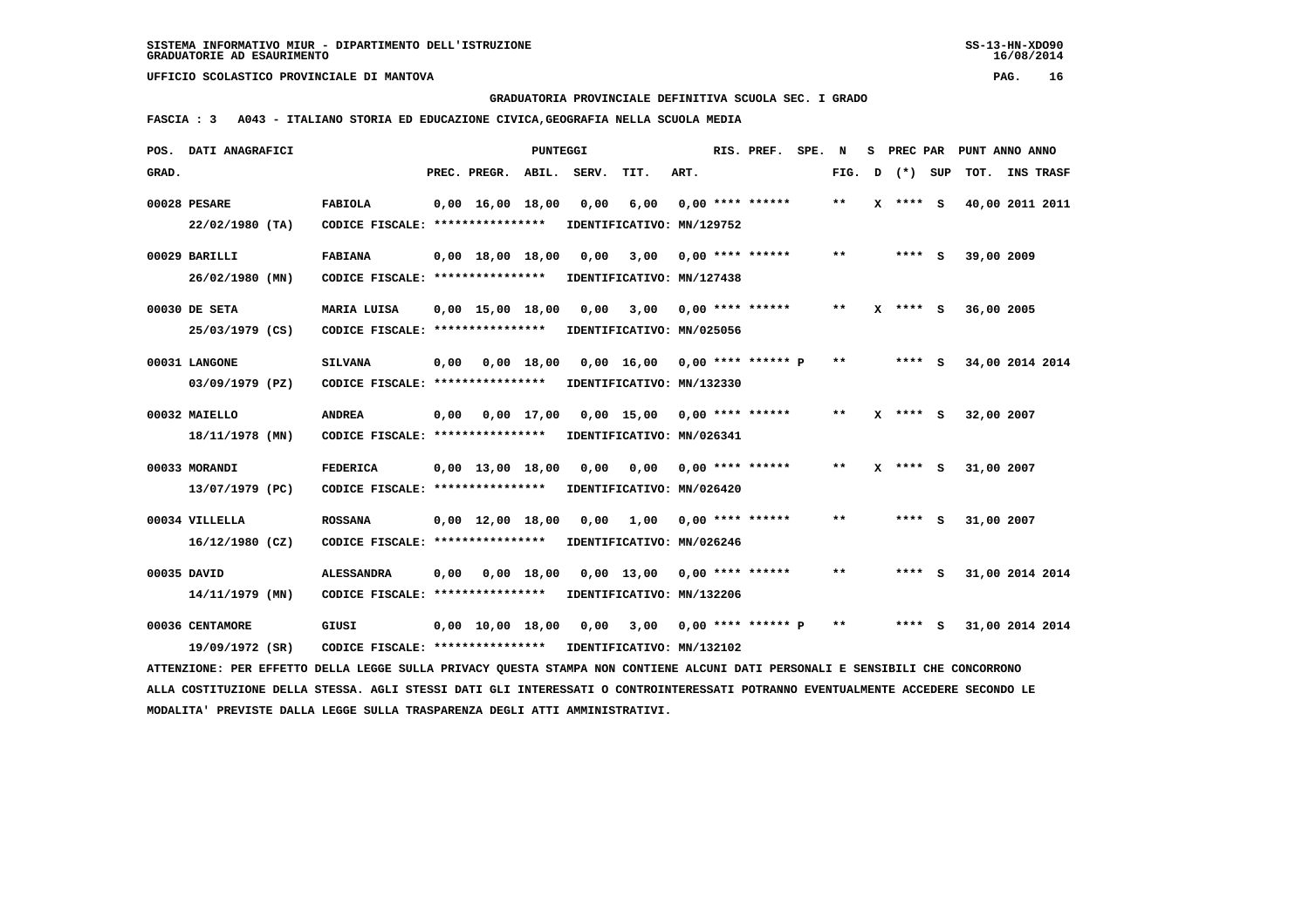SISTEMA INFORMATIVO MIUR - DIPARTIMENTO DELL'ISTRUZIONE
GRADUATORIE AD ESAURIMENTO

UFFICIO SCOLASTICO PROVINCIALE DI MANTOVA

**GRADUATORIA PROVINCIALE DEFINITIVA SCUOLA SEC. I GRADO**

**FASCIA : 3 A043 - ITALIANO STORIA ED EDUCAZIONE CIVICA,GEOGRAFIA NELLA SCUOLA MEDIA**

| POS. GRAD. | DATI ANAGRAFICI | | PREC. | PREGR. | ABIL. | SERV. | TIT. | ART. | RIS. PREF. | SPE. | N FIG. | S D | PREC PAR (*) | SUP | PUNT TOT. | ANNO INS | ANNO TRASF |
|---|---|---|---|---|---|---|---|---|---|---|---|---|---|---|---|---|---|
| 00028 | PESARE 22/02/1980 (TA) | FABIOLA CODICE FISCALE: **************** IDENTIFICATIVO: MN/129752 | 0,00 | 16,00 | 18,00 | 0,00 | 6,00 | 0,00 | **** ****** | | ** | X | **** | S | 40,00 | 2011 | 2011 |
| 00029 | BARILLI 26/02/1980 (MN) | FABIANA CODICE FISCALE: **************** IDENTIFICATIVO: MN/127438 | 0,00 | 18,00 | 18,00 | 0,00 | 3,00 | 0,00 | **** ****** | | ** | | **** | S | 39,00 | 2009 | |
| 00030 | DE SETA 25/03/1979 (CS) | MARIA LUISA CODICE FISCALE: **************** IDENTIFICATIVO: MN/025056 | 0,00 | 15,00 | 18,00 | 0,00 | 3,00 | 0,00 | **** ****** | | ** | X | **** | S | 36,00 | 2005 | |
| 00031 | LANGONE 03/09/1979 (PZ) | SILVANA CODICE FISCALE: **************** IDENTIFICATIVO: MN/132330 | 0,00 | 0,00 | 18,00 | 0,00 | 16,00 | 0,00 | **** ****** | P | ** | | **** | S | 34,00 | 2014 | 2014 |
| 00032 | MAIELLO 18/11/1978 (MN) | ANDREA CODICE FISCALE: **************** IDENTIFICATIVO: MN/026341 | 0,00 | 0,00 | 17,00 | 0,00 | 15,00 | 0,00 | **** ****** | | ** | X | **** | S | 32,00 | 2007 | |
| 00033 | MORANDI 13/07/1979 (PC) | FEDERICA CODICE FISCALE: **************** IDENTIFICATIVO: MN/026420 | 0,00 | 13,00 | 18,00 | 0,00 | 0,00 | 0,00 | **** ****** | | ** | X | **** | S | 31,00 | 2007 | |
| 00034 | VILLELLA 16/12/1980 (CZ) | ROSSANA CODICE FISCALE: **************** IDENTIFICATIVO: MN/026246 | 0,00 | 12,00 | 18,00 | 0,00 | 1,00 | 0,00 | **** ****** | | ** | | **** | S | 31,00 | 2007 | |
| 00035 | DAVID 14/11/1979 (MN) | ALESSANDRA CODICE FISCALE: **************** IDENTIFICATIVO: MN/132206 | 0,00 | 0,00 | 18,00 | 0,00 | 13,00 | 0,00 | **** ****** | | ** | | **** | S | 31,00 | 2014 | 2014 |
| 00036 | CENTAMORE 19/09/1972 (SR) | GIUSI CODICE FISCALE: **************** IDENTIFICATIVO: MN/132102 | 0,00 | 10,00 | 18,00 | 0,00 | 3,00 | 0,00 | **** ****** | P | ** | | **** | S | 31,00 | 2014 | 2014 |

ATTENZIONE: PER EFFETTO DELLA LEGGE SULLA PRIVACY QUESTA STAMPA NON CONTIENE ALCUNI DATI PERSONALI E SENSIBILI CHE CONCORRONO ALLA COSTITUZIONE DELLA STESSA. AGLI STESSI DATI GLI INTERESSATI O CONTROINTERESSATI POTRANNO EVENTUALMENTE ACCEDERE SECONDO LE MODALITA' PREVISTE DALLA LEGGE SULLA TRASPARENZA DEGLI ATTI AMMINISTRATIVI.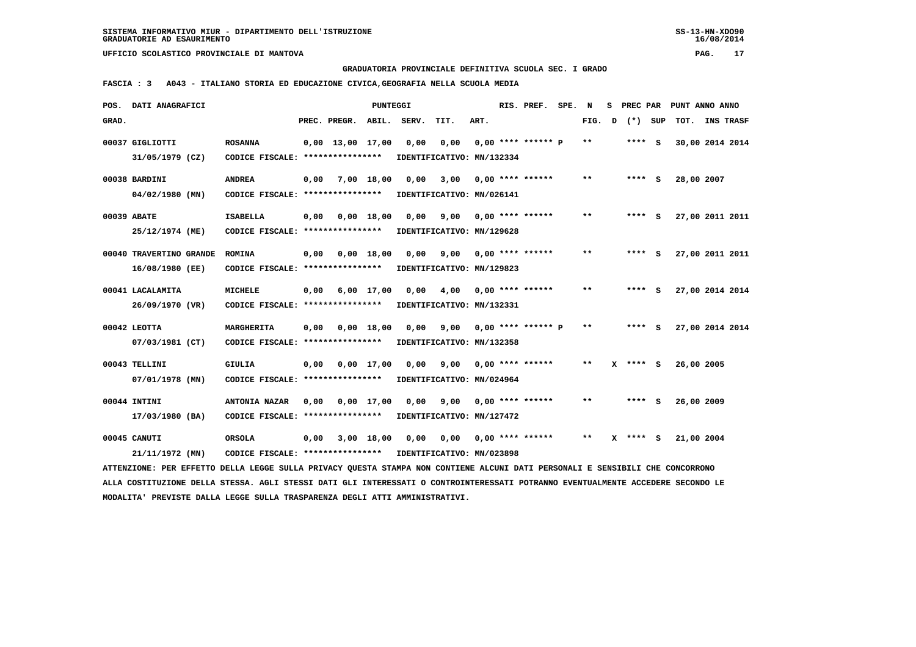GRADUATORIA PROVINCIALE DEFINITIVA SCUOLA SEC. I GRADO

**FASCIA : 3 A043 - ITALIANO STORIA ED EDUCAZIONE CIVICA,GEOGRAFIA NELLA SCUOLA MEDIA**

| POS. GRAD. | DATI ANAGRAFICI | | PREC. | PREGR. | ABIL. | SERV. | TIT. | ART. | RIS. PREF. | SPE. | N FIG. | S D | PREC PAR (*) | SUP | PUNT ANNO ANNO TOT. | INS TRASF |
|---|---|---|---|---|---|---|---|---|---|---|---|---|---|---|---|---|
| 00037 | GIGLIOTTI 31/05/1979 (CZ) | ROSANNA CODICE FISCALE: **************** IDENTIFICATIVO: MN/132334 | 0,00 | 13,00 | 17,00 | 0,00 | 0,00 | 0,00 | **** ****** P | | ** | | **** | S | 30,00 | 2014 2014 |
| 00038 | BARDINI 04/02/1980 (MN) | ANDREA CODICE FISCALE: **************** IDENTIFICATIVO: MN/026141 | 0,00 | 7,00 | 18,00 | 0,00 | 3,00 | 0,00 | **** ****** | | ** | | **** | S | 28,00 | 2007 |
| 00039 | ABATE 25/12/1974 (ME) | ISABELLA CODICE FISCALE: **************** IDENTIFICATIVO: MN/129628 | 0,00 | 0,00 | 18,00 | 0,00 | 9,00 | 0,00 | **** ****** | | ** | | **** | S | 27,00 | 2011 2011 |
| 00040 | TRAVERTINO GRANDE 16/08/1980 (EE) | ROMINA CODICE FISCALE: **************** IDENTIFICATIVO: MN/129823 | 0,00 | 0,00 | 18,00 | 0,00 | 9,00 | 0,00 | **** ****** | | ** | | **** | S | 27,00 | 2011 2011 |
| 00041 | LACALAMITA 26/09/1970 (VR) | MICHELE CODICE FISCALE: **************** IDENTIFICATIVO: MN/132331 | 0,00 | 6,00 | 17,00 | 0,00 | 4,00 | 0,00 | **** ****** | | ** | | **** | S | 27,00 | 2014 2014 |
| 00042 | LEOTTA 07/03/1981 (CT) | MARGHERITA CODICE FISCALE: **************** IDENTIFICATIVO: MN/132358 | 0,00 | 0,00 | 18,00 | 0,00 | 9,00 | 0,00 | **** ****** P | | ** | | **** | S | 27,00 | 2014 2014 |
| 00043 | TELLINI 07/01/1978 (MN) | GIULIA CODICE FISCALE: **************** IDENTIFICATIVO: MN/024964 | 0,00 | 0,00 | 17,00 | 0,00 | 9,00 | 0,00 | **** ****** | | ** | X | **** | S | 26,00 | 2005 |
| 00044 | INTINI 17/03/1980 (BA) | ANTONIA NAZAR CODICE FISCALE: **************** IDENTIFICATIVO: MN/127472 | 0,00 | 0,00 | 17,00 | 0,00 | 9,00 | 0,00 | **** ****** | | ** | | **** | S | 26,00 | 2009 |
| 00045 | CANUTI 21/11/1972 (MN) | ORSOLA CODICE FISCALE: **************** IDENTIFICATIVO: MN/023898 | 0,00 | 3,00 | 18,00 | 0,00 | 0,00 | 0,00 | **** ****** | | ** | X | **** | S | 21,00 | 2004 |

ATTENZIONE: PER EFFETTO DELLA LEGGE SULLA PRIVACY QUESTA STAMPA NON CONTIENE ALCUNI DATI PERSONALI E SENSIBILI CHE CONCORRONO ALLA COSTITUZIONE DELLA STESSA. AGLI STESSI DATI GLI INTERESSATI O CONTROINTERESSATI POTRANNO EVENTUALMENTE ACCEDERE SECONDO LE MODALITA' PREVISTE DALLA LEGGE SULLA TRASPARENZA DEGLI ATTI AMMINISTRATIVI.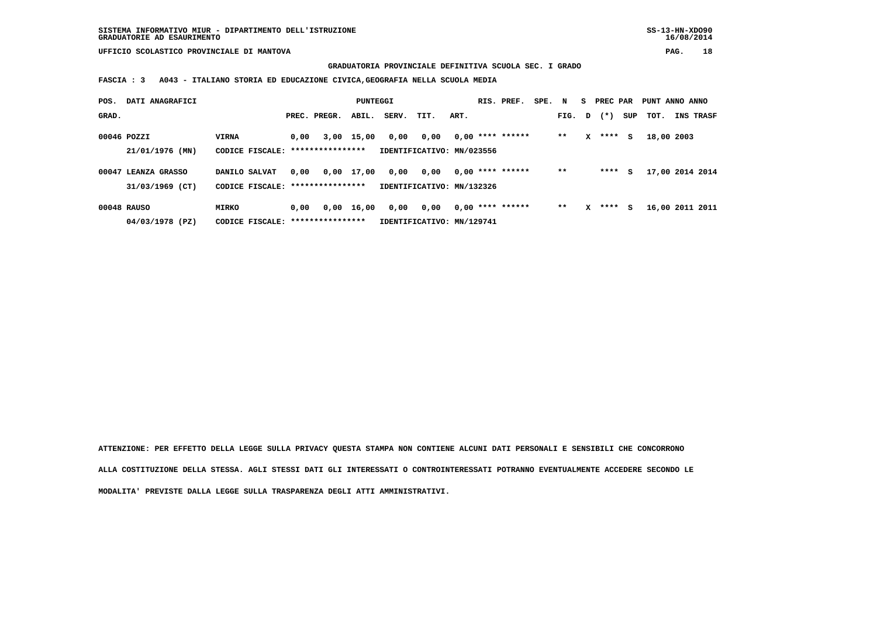GRADUATORIA PROVINCIALE DEFINITIVA SCUOLA SEC. I GRADO

FASCIA : 3 A043 - ITALIANO STORIA ED EDUCAZIONE CIVICA,GEOGRAFIA NELLA SCUOLA MEDIA

| POS. GRAD. | DATI ANAGRAFICI | | PREC. | PREGR. | ABIL. | SERV. | TIT. | ART. | RIS. | PREF. | SPE. | N FIG. | S D | PREC PAR (*) | SUP | PUNT TOT. | ANNO INS | ANNO TRASF |
|---|---|---|---|---|---|---|---|---|---|---|---|---|---|---|---|---|---|---|
| 00046 | POZZI | VIRNA | 0,00 | 3,00 | 15,00 | 0,00 | 0,00 | 0,00 | **** | ****** | | ** | X | **** | S | 18,00 | 2003 | |
| | 21/01/1976 (MN) | CODICE FISCALE: **************** | | | | IDENTIFICATIVO: MN/023556 | | | | | | | | | | | | |
| 00047 | LEANZA GRASSO | DANILO SALVAT | 0,00 | 0,00 | 17,00 | 0,00 | 0,00 | 0,00 | **** | ****** | | ** | | **** | S | 17,00 | 2014 | 2014 |
| | 31/03/1969 (CT) | CODICE FISCALE: **************** | | | | IDENTIFICATIVO: MN/132326 | | | | | | | | | | | | |
| 00048 | RAUSO | MIRKO | 0,00 | 0,00 | 16,00 | 0,00 | 0,00 | 0,00 | **** | ****** | | ** | X | **** | S | 16,00 | 2011 | 2011 |
| | 04/03/1978 (PZ) | CODICE FISCALE: **************** | | | | IDENTIFICATIVO: MN/129741 | | | | | | | | | | | | |

ATTENZIONE: PER EFFETTO DELLA LEGGE SULLA PRIVACY QUESTA STAMPA NON CONTIENE ALCUNI DATI PERSONALI E SENSIBILI CHE CONCORRONO ALLA COSTITUZIONE DELLA STESSA. AGLI STESSI DATI GLI INTERESSATI O CONTROINTERESSATI POTRANNO EVENTUALMENTE ACCEDERE SECONDO LE MODALITA' PREVISTE DALLA LEGGE SULLA TRASPARENZA DEGLI ATTI AMMINISTRATIVI.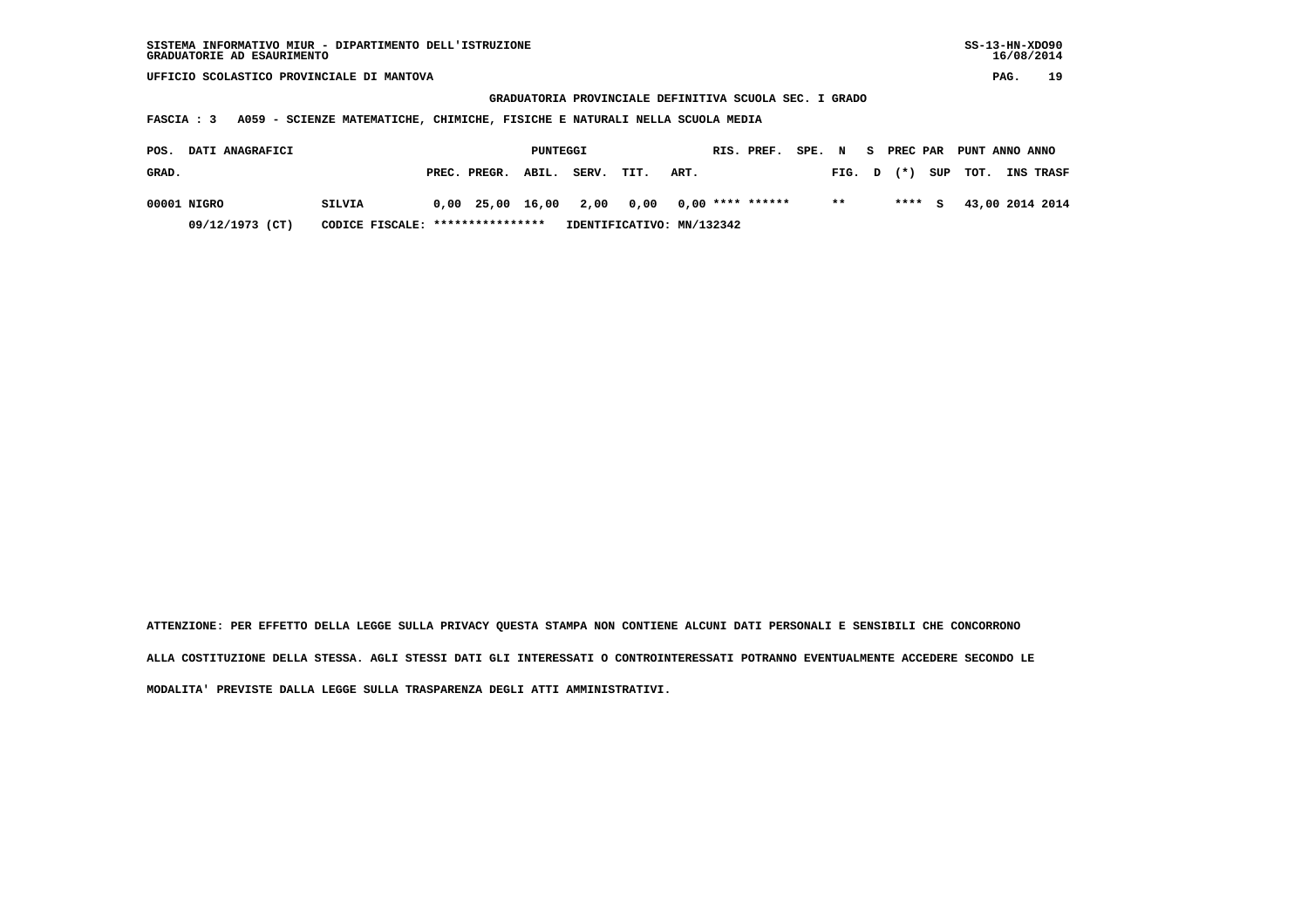SISTEMA INFORMATIVO MIUR - DIPARTIMENTO DELL'ISTRUZIONE
GRADUATORIE AD ESAURIMENTO

UFFICIO SCOLASTICO PROVINCIALE DI MANTOVA

**GRADUATORIA PROVINCIALE DEFINITIVA SCUOLA SEC. I GRADO**

**FASCIA : 3 A059 - SCIENZE MATEMATICHE, CHIMICHE, FISICHE E NATURALI NELLA SCUOLA MEDIA**

| POS. GRAD. | DATI ANAGRAFICI | | PUNTEGGI PREC. | PREGR. | ABIL. | SERV. | TIT. | ART. | RIS. | PREF. | SPE. | N FIG. | S D | PREC (*) | PAR SUP | PUNT TOT. | ANNO INS | ANNO TRASF |
|---|---|---|---|---|---|---|---|---|---|---|---|---|---|---|---|---|---|---|
| 00001 | NIGRO | SILVIA | 0,00 | 25,00 | 16,00 | 2,00 | 0,00 | 0,00 | **** | ****** | | ** | | **** | S | 43,00 | 2014 | 2014 |
| | 09/12/1973 (CT) | CODICE FISCALE: **************** | IDENTIFICATIVO: MN/132342 | | | | | | | | | | | | | | | |

**ATTENZIONE: PER EFFETTO DELLA LEGGE SULLA PRIVACY QUESTA STAMPA NON CONTIENE ALCUNI DATI PERSONALI E SENSIBILI CHE CONCORRONO ALLA COSTITUZIONE DELLA STESSA. AGLI STESSI DATI GLI INTERESSATI O CONTROINTERESSATI POTRANNO EVENTUALMENTE ACCEDERE SECONDO LE MODALITA' PREVISTE DALLA LEGGE SULLA TRASPARENZA DEGLI ATTI AMMINISTRATIVI.**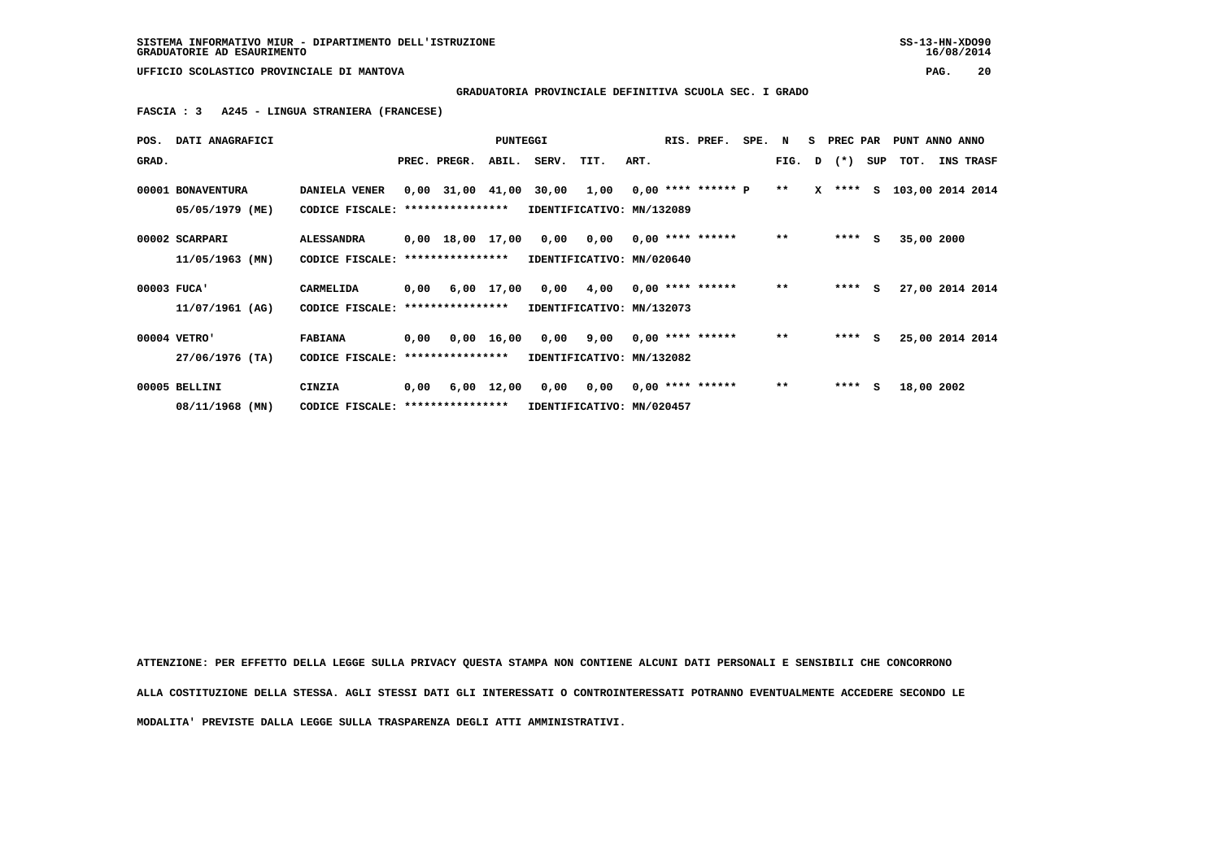**GRADUATORIA PROVINCIALE DEFINITIVA SCUOLA SEC. I GRADO**

**FASCIA : 3 A245 - LINGUA STRANIERA (FRANCESE)**

| POS. GRAD. | DATI ANAGRAFICI | | PREC. | PREGR. | ABIL. | SERV. | TIT. | ART. | RIS. | PREF. | SPE. | N FIG. | S D | PREC PAR (*) | SUP | PUNT TOT. | ANNO INS | ANNO TRASF |
|---|---|---|---|---|---|---|---|---|---|---|---|---|---|---|---|---|---|---|
| 00001 | BONAVENTURA 05/05/1979 (ME) | DANIELA VENER CODICE FISCALE: **************** IDENTIFICATIVO: MN/132089 | 0,00 | 31,00 | 41,00 | 30,00 | 1,00 | 0,00 | **** | ****** | P | ** | X | **** | S | 103,00 | 2014 | 2014 |
| 00002 | SCARPARI 11/05/1963 (MN) | ALESSANDRA CODICE FISCALE: **************** IDENTIFICATIVO: MN/020640 | 0,00 | 18,00 | 17,00 | 0,00 | 0,00 | 0,00 | **** | ****** | | ** | | **** | S | 35,00 | 2000 | |
| 00003 | FUCA' 11/07/1961 (AG) | CARMELIDA CODICE FISCALE: **************** IDENTIFICATIVO: MN/132073 | 0,00 | 6,00 | 17,00 | 0,00 | 4,00 | 0,00 | **** | ****** | | ** | | **** | S | 27,00 | 2014 | 2014 |
| 00004 | VETRO' 27/06/1976 (TA) | FABIANA CODICE FISCALE: **************** IDENTIFICATIVO: MN/132082 | 0,00 | 0,00 | 16,00 | 0,00 | 9,00 | 0,00 | **** | ****** | | ** | | **** | S | 25,00 | 2014 | 2014 |
| 00005 | BELLINI 08/11/1968 (MN) | CINZIA CODICE FISCALE: **************** IDENTIFICATIVO: MN/020457 | 0,00 | 6,00 | 12,00 | 0,00 | 0,00 | 0,00 | **** | ****** | | ** | | **** | S | 18,00 | 2002 | |

ATTENZIONE: PER EFFETTO DELLA LEGGE SULLA PRIVACY QUESTA STAMPA NON CONTIENE ALCUNI DATI PERSONALI E SENSIBILI CHE CONCORRONO ALLA COSTITUZIONE DELLA STESSA. AGLI STESSI DATI GLI INTERESSATI O CONTROINTERESSATI POTRANNO EVENTUALMENTE ACCEDERE SECONDO LE MODALITA' PREVISTE DALLA LEGGE SULLA TRASPARENZA DEGLI ATTI AMMINISTRATIVI.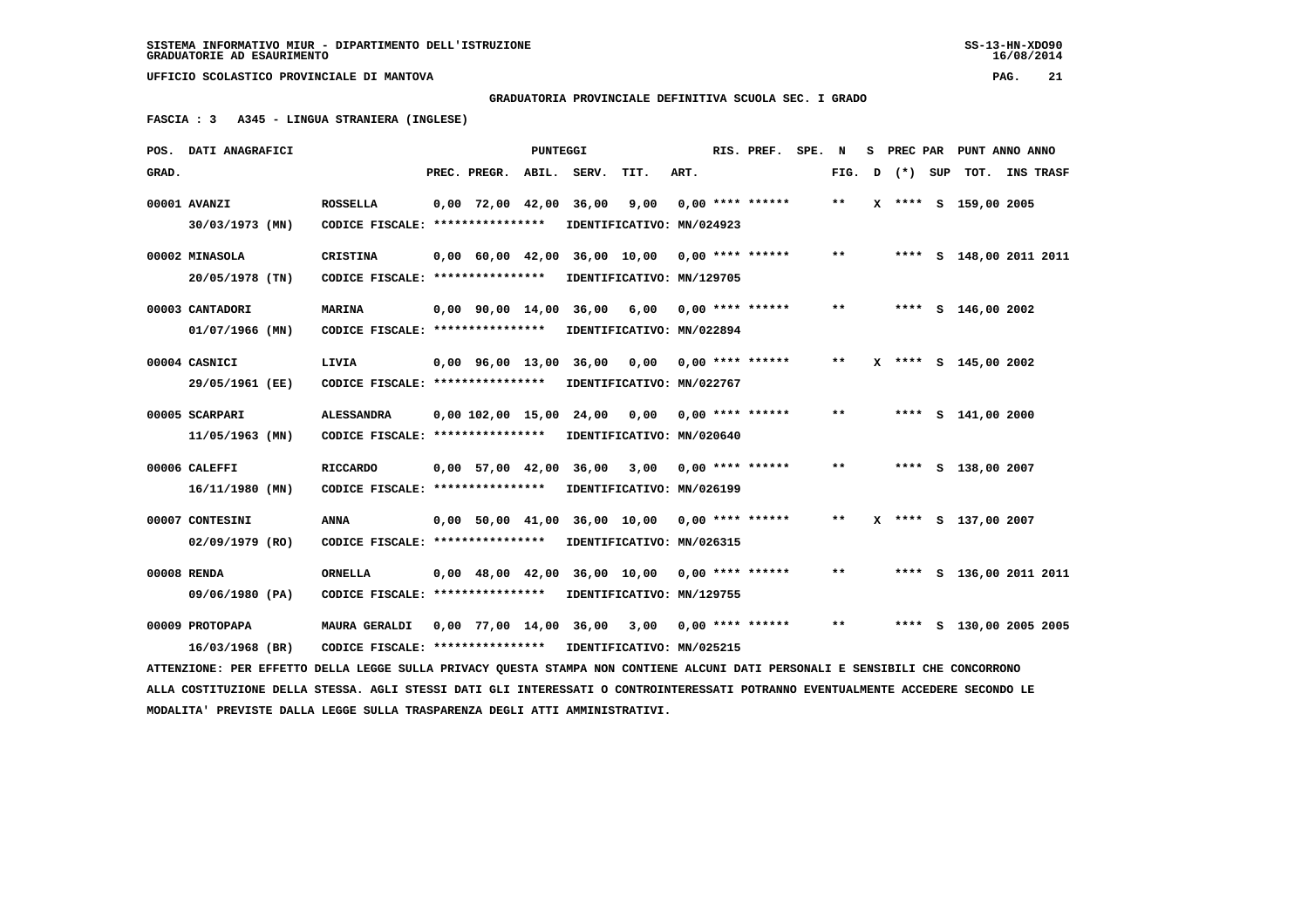SISTEMA INFORMATIVO MIUR - DIPARTIMENTO DELL'ISTRUZIONE
GRADUATORIE AD ESAURIMENTO

UFFICIO SCOLASTICO PROVINCIALE DI MANTOVA

**GRADUATORIA PROVINCIALE DEFINITIVA SCUOLA SEC. I GRADO**

**FASCIA : 3 A345 - LINGUA STRANIERA (INGLESE)**

| POS. GRAD. | DATI ANAGRAFICI | | PREC. | PREGR. | ABIL. | SERV. | TIT. | ART. | RIS. PREF. | SPE. | N FIG. | S D | PREC PAR (*) | SUP | PUNT TOT. | ANNO INS | ANNO TRASF |
|---|---|---|---|---|---|---|---|---|---|---|---|---|---|---|---|---|---|
| 00001 | AVANZI 30/03/1973 (MN) | ROSSELLA CODICE FISCALE: **************** IDENTIFICATIVO: MN/024923 | 0,00 | 72,00 | 42,00 | 36,00 | 9,00 | 0,00 | **** ****** | | ** | X | **** | S | 159,00 | 2005 | |
| 00002 | MINASOLA 20/05/1978 (TN) | CRISTINA CODICE FISCALE: **************** IDENTIFICATIVO: MN/129705 | 0,00 | 60,00 | 42,00 | 36,00 | 10,00 | 0,00 | **** ****** | | ** | | **** | S | 148,00 | 2011 | 2011 |
| 00003 | CANTADORI 01/07/1966 (MN) | MARINA CODICE FISCALE: **************** IDENTIFICATIVO: MN/022894 | 0,00 | 90,00 | 14,00 | 36,00 | 6,00 | 0,00 | **** ****** | | ** | | **** | S | 146,00 | 2002 | |
| 00004 | CASNICI 29/05/1961 (EE) | LIVIA CODICE FISCALE: **************** IDENTIFICATIVO: MN/022767 | 0,00 | 96,00 | 13,00 | 36,00 | 0,00 | 0,00 | **** ****** | | ** | X | **** | S | 145,00 | 2002 | |
| 00005 | SCARPARI 11/05/1963 (MN) | ALESSANDRA CODICE FISCALE: **************** IDENTIFICATIVO: MN/020640 | 0,00 | 102,00 | 15,00 | 24,00 | 0,00 | 0,00 | **** ****** | | ** | | **** | S | 141,00 | 2000 | |
| 00006 | CALEFFI 16/11/1980 (MN) | RICCARDO CODICE FISCALE: **************** IDENTIFICATIVO: MN/026199 | 0,00 | 57,00 | 42,00 | 36,00 | 3,00 | 0,00 | **** ****** | | ** | | **** | S | 138,00 | 2007 | |
| 00007 | CONTESINI 02/09/1979 (RO) | ANNA CODICE FISCALE: **************** IDENTIFICATIVO: MN/026315 | 0,00 | 50,00 | 41,00 | 36,00 | 10,00 | 0,00 | **** ****** | | ** | X | **** | S | 137,00 | 2007 | |
| 00008 | RENDA 09/06/1980 (PA) | ORNELLA CODICE FISCALE: **************** IDENTIFICATIVO: MN/129755 | 0,00 | 48,00 | 42,00 | 36,00 | 10,00 | 0,00 | **** ****** | | ** | | **** | S | 136,00 | 2011 | 2011 |
| 00009 | PROTOPAPA 16/03/1968 (BR) | MAURA GERALDI CODICE FISCALE: **************** IDENTIFICATIVO: MN/025215 | 0,00 | 77,00 | 14,00 | 36,00 | 3,00 | 0,00 | **** ****** | | ** | | **** | S | 130,00 | 2005 | 2005 |

ATTENZIONE: PER EFFETTO DELLA LEGGE SULLA PRIVACY QUESTA STAMPA NON CONTIENE ALCUNI DATI PERSONALI E SENSIBILI CHE CONCORRONO ALLA COSTITUZIONE DELLA STESSA. AGLI STESSI DATI GLI INTERESSATI O CONTROINTERESSATI POTRANNO EVENTUALMENTE ACCEDERE SECONDO LE MODALITA' PREVISTE DALLA LEGGE SULLA TRASPARENZA DEGLI ATTI AMMINISTRATIVI.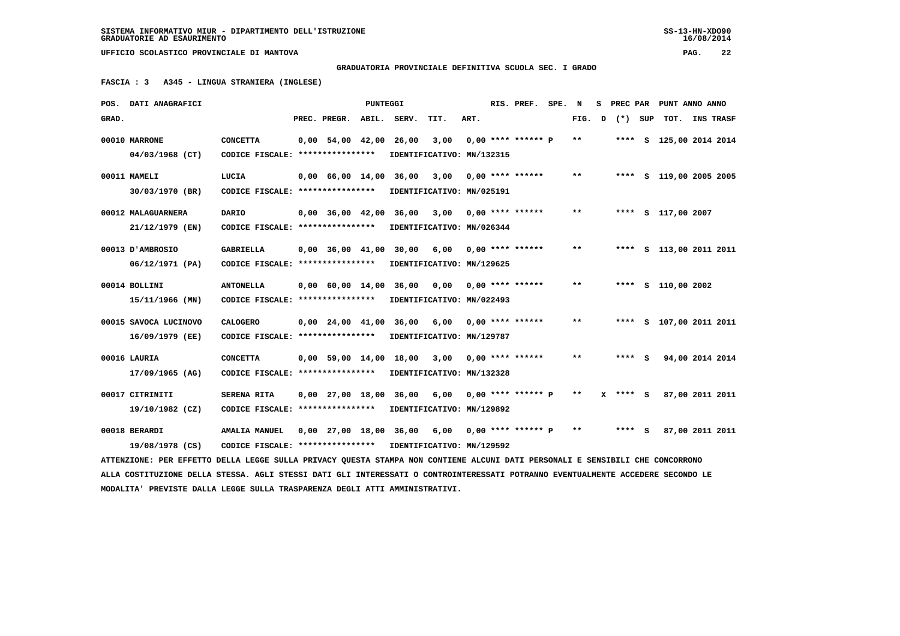SISTEMA INFORMATIVO MIUR - DIPARTIMENTO DELL'ISTRUZIONE
GRADUATORIE AD ESAURIMENTO

UFFICIO SCOLASTICO PROVINCIALE DI MANTOVA

**GRADUATORIA PROVINCIALE DEFINITIVA SCUOLA SEC. I GRADO**

**FASCIA : 3 A345 - LINGUA STRANIERA (INGLESE)**

| POS. GRAD. | DATI ANAGRAFICI | | PREC. | PREGR. | ABIL. | SERV. | TIT. | ART. | RIS. PREF. | SPE. | N FIG. | S D | PREC PAR (*) | SUP | PUNT TOT. | ANNO INS | ANNO TRASF |
|---|---|---|---|---|---|---|---|---|---|---|---|---|---|---|---|---|---|
| 00010 | MARRONE 04/03/1968 (CT) | CONCETTA CODICE FISCALE: **************** IDENTIFICATIVO: MN/132315 | 0,00 | 54,00 | 42,00 | 26,00 | 3,00 | 0,00 | **** ****** P | | ** | | **** | S | 125,00 | 2014 | 2014 |
| 00011 | MAMELI 30/03/1970 (BR) | LUCIA CODICE FISCALE: **************** IDENTIFICATIVO: MN/025191 | 0,00 | 66,00 | 14,00 | 36,00 | 3,00 | 0,00 | **** ****** | | ** | | **** | S | 119,00 | 2005 | 2005 |
| 00012 | MALAGUARNERA 21/12/1979 (EN) | DARIO CODICE FISCALE: **************** IDENTIFICATIVO: MN/026344 | 0,00 | 36,00 | 42,00 | 36,00 | 3,00 | 0,00 | **** ****** | | ** | | **** | S | 117,00 | 2007 | |
| 00013 | D'AMBROSIO 06/12/1971 (PA) | GABRIELLA CODICE FISCALE: **************** IDENTIFICATIVO: MN/129625 | 0,00 | 36,00 | 41,00 | 30,00 | 6,00 | 0,00 | **** ****** | | ** | | **** | S | 113,00 | 2011 | 2011 |
| 00014 | BOLLINI 15/11/1966 (MN) | ANTONELLA CODICE FISCALE: **************** IDENTIFICATIVO: MN/022493 | 0,00 | 60,00 | 14,00 | 36,00 | 0,00 | 0,00 | **** ****** | | ** | | **** | S | 110,00 | 2002 | |
| 00015 | SAVOCA LUCINOVO 16/09/1979 (EE) | CALOGERO CODICE FISCALE: **************** IDENTIFICATIVO: MN/129787 | 0,00 | 24,00 | 41,00 | 36,00 | 6,00 | 0,00 | **** ****** | | ** | | **** | S | 107,00 | 2011 | 2011 |
| 00016 | LAURIA 17/09/1965 (AG) | CONCETTA CODICE FISCALE: **************** IDENTIFICATIVO: MN/132328 | 0,00 | 59,00 | 14,00 | 18,00 | 3,00 | 0,00 | **** ****** | | ** | | **** | S | 94,00 | 2014 | 2014 |
| 00017 | CITRINITI 19/10/1982 (CZ) | SERENA RITA CODICE FISCALE: **************** IDENTIFICATIVO: MN/129892 | 0,00 | 27,00 | 18,00 | 36,00 | 6,00 | 0,00 | **** ****** P | | ** | X | **** | S | 87,00 | 2011 | 2011 |
| 00018 | BERARDI 19/08/1978 (CS) | AMALIA MANUEL CODICE FISCALE: **************** IDENTIFICATIVO: MN/129592 | 0,00 | 27,00 | 18,00 | 36,00 | 6,00 | 0,00 | **** ****** P | | ** | | **** | S | 87,00 | 2011 | 2011 |

ATTENZIONE: PER EFFETTO DELLA LEGGE SULLA PRIVACY QUESTA STAMPA NON CONTIENE ALCUNI DATI PERSONALI E SENSIBILI CHE CONCORRONO ALLA COSTITUZIONE DELLA STESSA. AGLI STESSI DATI GLI INTERESSATI O CONTROINTERESSATI POTRANNO EVENTUALMENTE ACCEDERE SECONDO LE MODALITA' PREVISTE DALLA LEGGE SULLA TRASPARENZA DEGLI ATTI AMMINISTRATIVI.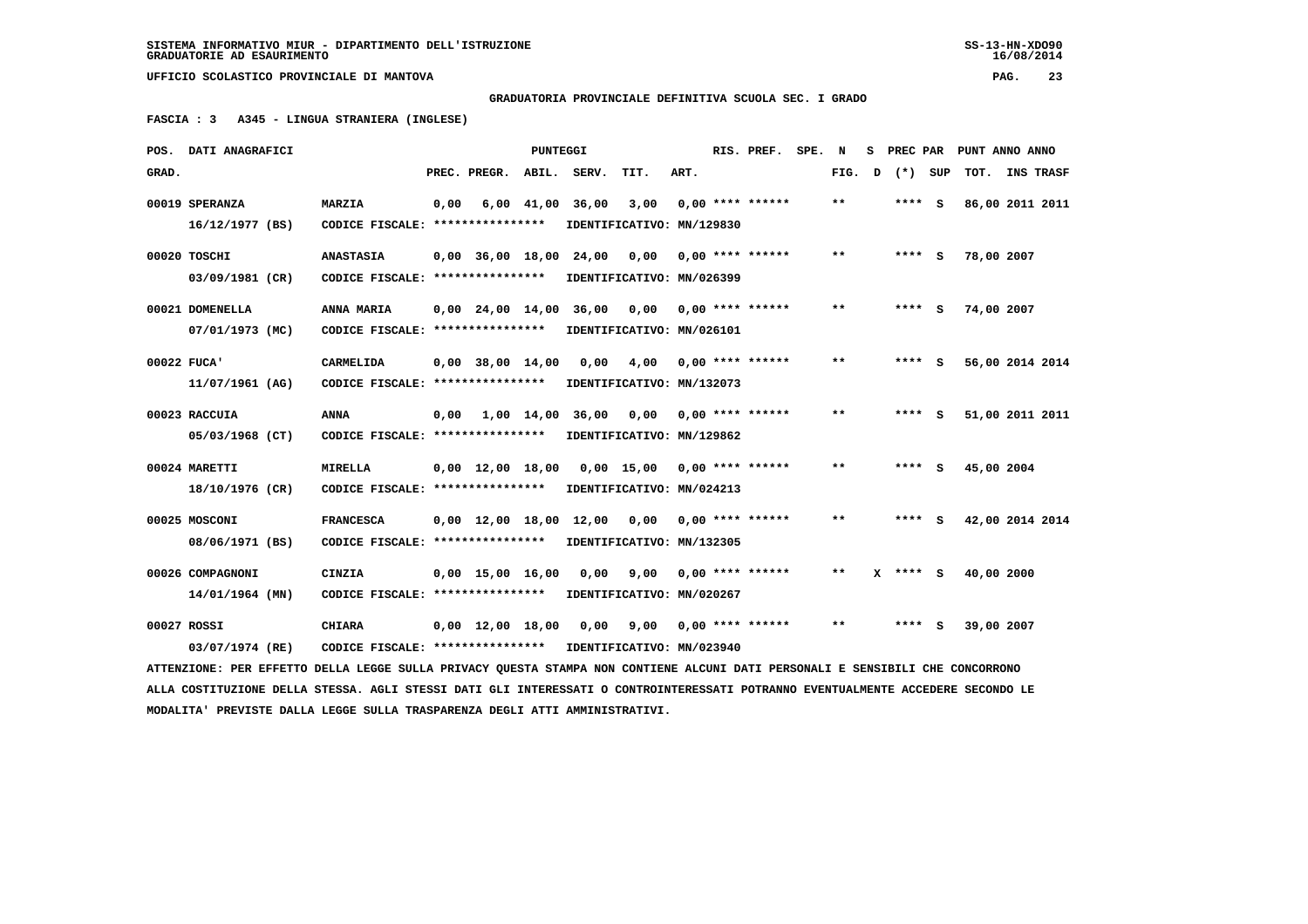SISTEMA INFORMATIVO MIUR - DIPARTIMENTO DELL'ISTRUZIONE
GRADUATORIE AD ESAURIMENTO

UFFICIO SCOLASTICO PROVINCIALE DI MANTOVA

**GRADUATORIA PROVINCIALE DEFINITIVA SCUOLA SEC. I GRADO**

**FASCIA : 3 A345 - LINGUA STRANIERA (INGLESE)**

| POS. GRAD. | DATI ANAGRAFICI | | PREC. | PREGR. | ABIL. | SERV. | TIT. | ART. | RIS. PREF. | SPE. | N FIG. | S D | PREC PAR (*) | SUP | PUNT TOT. | ANNO INS | TRASF |
|---|---|---|---|---|---|---|---|---|---|---|---|---|---|---|---|---|---|
| 00019 | SPERANZA 16/12/1977 (BS) | MARZIA CODICE FISCALE: **************** IDENTIFICATIVO: MN/129830 | 0,00 | 6,00 | 41,00 | 36,00 | 3,00 | 0,00 | **** ****** | | ** | | **** | S | 86,00 | 2011 | 2011 |
| 00020 | TOSCHI 03/09/1981 (CR) | ANASTASIA CODICE FISCALE: **************** IDENTIFICATIVO: MN/026399 | 0,00 | 36,00 | 18,00 | 24,00 | 0,00 | 0,00 | **** ****** | | ** | | **** | S | 78,00 | 2007 | |
| 00021 | DOMENELLA 07/01/1973 (MC) | ANNA MARIA CODICE FISCALE: **************** IDENTIFICATIVO: MN/026101 | 0,00 | 24,00 | 14,00 | 36,00 | 0,00 | 0,00 | **** ****** | | ** | | **** | S | 74,00 | 2007 | |
| 00022 | FUCA' 11/07/1961 (AG) | CARMELIDA CODICE FISCALE: **************** IDENTIFICATIVO: MN/132073 | 0,00 | 38,00 | 14,00 | 0,00 | 4,00 | 0,00 | **** ****** | | ** | | **** | S | 56,00 | 2014 | 2014 |
| 00023 | RACCUIA 05/03/1968 (CT) | ANNA CODICE FISCALE: **************** IDENTIFICATIVO: MN/129862 | 0,00 | 1,00 | 14,00 | 36,00 | 0,00 | 0,00 | **** ****** | | ** | | **** | S | 51,00 | 2011 | 2011 |
| 00024 | MARETTI 18/10/1976 (CR) | MIRELLA CODICE FISCALE: **************** IDENTIFICATIVO: MN/024213 | 0,00 | 12,00 | 18,00 | 0,00 | 15,00 | 0,00 | **** ****** | | ** | | **** | S | 45,00 | 2004 | |
| 00025 | MOSCONI 08/06/1971 (BS) | FRANCESCA CODICE FISCALE: **************** IDENTIFICATIVO: MN/132305 | 0,00 | 12,00 | 18,00 | 12,00 | 0,00 | 0,00 | **** ****** | | ** | | **** | S | 42,00 | 2014 | 2014 |
| 00026 | COMPAGNONI 14/01/1964 (MN) | CINZIA CODICE FISCALE: **************** IDENTIFICATIVO: MN/020267 | 0,00 | 15,00 | 16,00 | 0,00 | 9,00 | 0,00 | **** ****** | | ** | X | **** | S | 40,00 | 2000 | |
| 00027 | ROSSI 03/07/1974 (RE) | CHIARA CODICE FISCALE: **************** IDENTIFICATIVO: MN/023940 | 0,00 | 12,00 | 18,00 | 0,00 | 9,00 | 0,00 | **** ****** | | ** | | **** | S | 39,00 | 2007 | |

ATTENZIONE: PER EFFETTO DELLA LEGGE SULLA PRIVACY QUESTA STAMPA NON CONTIENE ALCUNI DATI PERSONALI E SENSIBILI CHE CONCORRONO ALLA COSTITUZIONE DELLA STESSA. AGLI STESSI DATI GLI INTERESSATI O CONTROINTERESSATI POTRANNO EVENTUALMENTE ACCEDERE SECONDO LE MODALITA' PREVISTE DALLA LEGGE SULLA TRASPARENZA DEGLI ATTI AMMINISTRATIVI.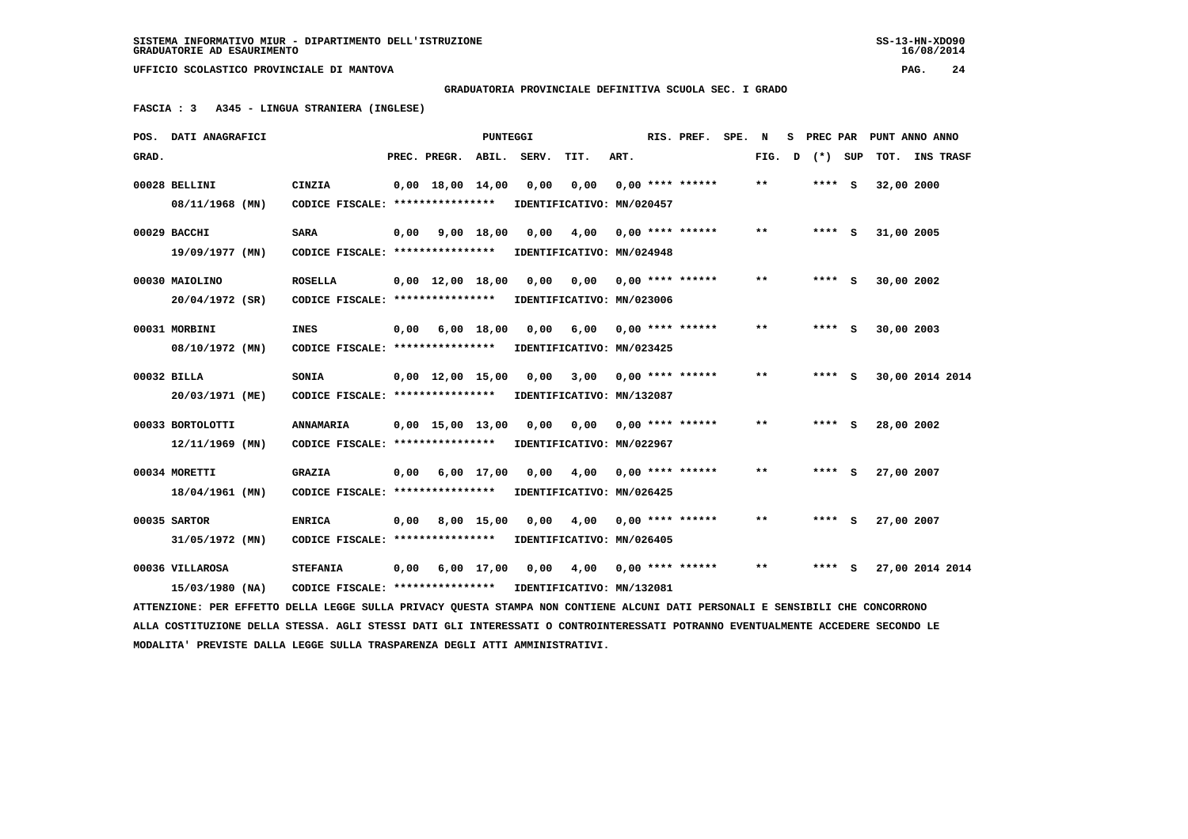SISTEMA INFORMATIVO MIUR - DIPARTIMENTO DELL'ISTRUZIONE
GRADUATORIE AD ESAURIMENTO

UFFICIO SCOLASTICO PROVINCIALE DI MANTOVA

**GRADUATORIA PROVINCIALE DEFINITIVA SCUOLA SEC. I GRADO**

**FASCIA : 3 A345 - LINGUA STRANIERA (INGLESE)**

| POS. GRAD. | DATI ANAGRAFICI | | PREC. | PREGR. | ABIL. | SERV. | TIT. | ART. | RIS. PREF. | SPE. | N FIG. | S D | PREC PAR (*) | SUP | PUNT TOT. | ANNO INS | TRASF |
|---|---|---|---|---|---|---|---|---|---|---|---|---|---|---|---|---|---|
| 00028 | BELLINI 08/11/1968 (MN) | CINZIA CODICE FISCALE: **************** IDENTIFICATIVO: MN/020457 | 0,00 | 18,00 | 14,00 | 0,00 | 0,00 | 0,00 | **** ****** | | ** | | **** | S | 32,00 | 2000 | |
| 00029 | BACCHI 19/09/1977 (MN) | SARA CODICE FISCALE: **************** IDENTIFICATIVO: MN/024948 | 0,00 | 9,00 | 18,00 | 0,00 | 4,00 | 0,00 | **** ****** | | ** | | **** | S | 31,00 | 2005 | |
| 00030 | MAIOLINO 20/04/1972 (SR) | ROSELLA CODICE FISCALE: **************** IDENTIFICATIVO: MN/023006 | 0,00 | 12,00 | 18,00 | 0,00 | 0,00 | 0,00 | **** ****** | | ** | | **** | S | 30,00 | 2002 | |
| 00031 | MORBINI 08/10/1972 (MN) | INES CODICE FISCALE: **************** IDENTIFICATIVO: MN/023425 | 0,00 | 6,00 | 18,00 | 0,00 | 6,00 | 0,00 | **** ****** | | ** | | **** | S | 30,00 | 2003 | |
| 00032 | BILLA 20/03/1971 (ME) | SONIA CODICE FISCALE: **************** IDENTIFICATIVO: MN/132087 | 0,00 | 12,00 | 15,00 | 0,00 | 3,00 | 0,00 | **** ****** | | ** | | **** | S | 30,00 | 2014 | 2014 |
| 00033 | BORTOLOTTI 12/11/1969 (MN) | ANNAMARIA CODICE FISCALE: **************** IDENTIFICATIVO: MN/022967 | 0,00 | 15,00 | 13,00 | 0,00 | 0,00 | 0,00 | **** ****** | | ** | | **** | S | 28,00 | 2002 | |
| 00034 | MORETTI 18/04/1961 (MN) | GRAZIA CODICE FISCALE: **************** IDENTIFICATIVO: MN/026425 | 0,00 | 6,00 | 17,00 | 0,00 | 4,00 | 0,00 | **** ****** | | ** | | **** | S | 27,00 | 2007 | |
| 00035 | SARTOR 31/05/1972 (MN) | ENRICA CODICE FISCALE: **************** IDENTIFICATIVO: MN/026405 | 0,00 | 8,00 | 15,00 | 0,00 | 4,00 | 0,00 | **** ****** | | ** | | **** | S | 27,00 | 2007 | |
| 00036 | VILLAROSA 15/03/1980 (NA) | STEFANIA CODICE FISCALE: **************** IDENTIFICATIVO: MN/132081 | 0,00 | 6,00 | 17,00 | 0,00 | 4,00 | 0,00 | **** ****** | | ** | | **** | S | 27,00 | 2014 | 2014 |

ATTENZIONE: PER EFFETTO DELLA LEGGE SULLA PRIVACY QUESTA STAMPA NON CONTIENE ALCUNI DATI PERSONALI E SENSIBILI CHE CONCORRONO ALLA COSTITUZIONE DELLA STESSA. AGLI STESSI DATI GLI INTERESSATI O CONTROINTERESSATI POTRANNO EVENTUALMENTE ACCEDERE SECONDO LE MODALITA' PREVISTE DALLA LEGGE SULLA TRASPARENZA DEGLI ATTI AMMINISTRATIVI.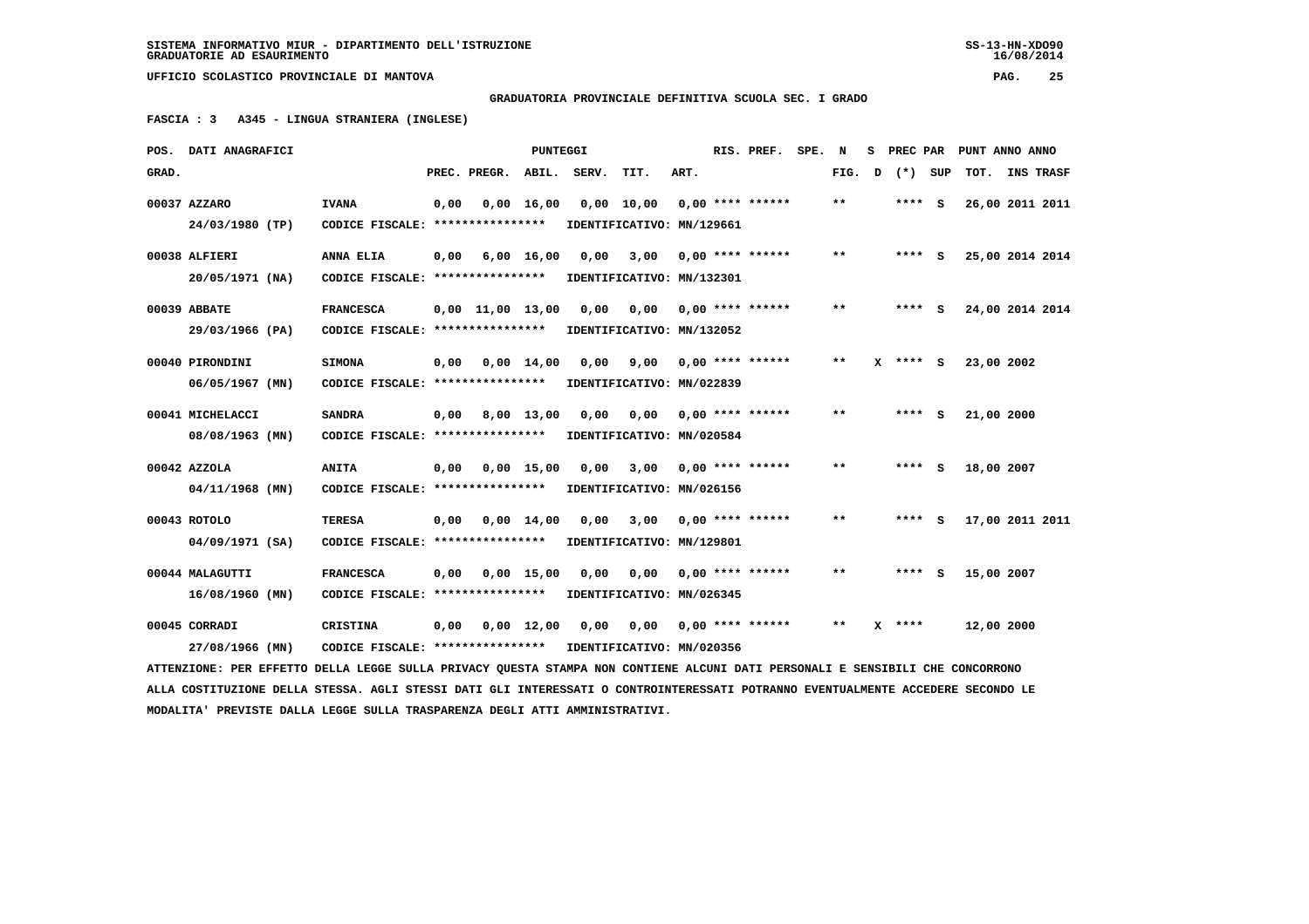SISTEMA INFORMATIVO MIUR - DIPARTIMENTO DELL'ISTRUZIONE
GRADUATORIE AD ESAURIMENTO

UFFICIO SCOLASTICO PROVINCIALE DI MANTOVA

**GRADUATORIA PROVINCIALE DEFINITIVA SCUOLA SEC. I GRADO**

**FASCIA : 3 A345 - LINGUA STRANIERA (INGLESE)**

| POS. GRAD. | DATI ANAGRAFICI | | PREC. | PREGR. | ABIL. | SERV. | TIT. | ART. | RIS. PREF. | SPE. | N FIG. | S D | PREC PAR (*) | SUP | PUNT ANNO TOT. | ANNO INS TRASF |
|---|---|---|---|---|---|---|---|---|---|---|---|---|---|---|---|---|
| 00037 | AZZARO 24/03/1980 (TP) | IVANA CODICE FISCALE: **************** IDENTIFICATIVO: MN/129661 | 0,00 | 0,00 | 16,00 | 0,00 | 10,00 | 0,00 | **** ****** | | ** | | **** | S | 26,00 | 2011 2011 |
| 00038 | ALFIERI 20/05/1971 (NA) | ANNA ELIA CODICE FISCALE: **************** IDENTIFICATIVO: MN/132301 | 0,00 | 6,00 | 16,00 | 0,00 | 3,00 | 0,00 | **** ****** | | ** | | **** | S | 25,00 | 2014 2014 |
| 00039 | ABBATE 29/03/1966 (PA) | FRANCESCA CODICE FISCALE: **************** IDENTIFICATIVO: MN/132052 | 0,00 | 11,00 | 13,00 | 0,00 | 0,00 | 0,00 | **** ****** | | ** | | **** | S | 24,00 | 2014 2014 |
| 00040 | PIRONDINI 06/05/1967 (MN) | SIMONA CODICE FISCALE: **************** IDENTIFICATIVO: MN/022839 | 0,00 | 0,00 | 14,00 | 0,00 | 9,00 | 0,00 | **** ****** | | ** | X | **** | S | 23,00 | 2002 |
| 00041 | MICHELACCI 08/08/1963 (MN) | SANDRA CODICE FISCALE: **************** IDENTIFICATIVO: MN/020584 | 0,00 | 8,00 | 13,00 | 0,00 | 0,00 | 0,00 | **** ****** | | ** | | **** | S | 21,00 | 2000 |
| 00042 | AZZOLA 04/11/1968 (MN) | ANITA CODICE FISCALE: **************** IDENTIFICATIVO: MN/026156 | 0,00 | 0,00 | 15,00 | 0,00 | 3,00 | 0,00 | **** ****** | | ** | | **** | S | 18,00 | 2007 |
| 00043 | ROTOLO 04/09/1971 (SA) | TERESA CODICE FISCALE: **************** IDENTIFICATIVO: MN/129801 | 0,00 | 0,00 | 14,00 | 0,00 | 3,00 | 0,00 | **** ****** | | ** | | **** | S | 17,00 | 2011 2011 |
| 00044 | MALAGUTTI 16/08/1960 (MN) | FRANCESCA CODICE FISCALE: **************** IDENTIFICATIVO: MN/026345 | 0,00 | 0,00 | 15,00 | 0,00 | 0,00 | 0,00 | **** ****** | | ** | | **** | S | 15,00 | 2007 |
| 00045 | CORRADI 27/08/1966 (MN) | CRISTINA CODICE FISCALE: **************** IDENTIFICATIVO: MN/020356 | 0,00 | 0,00 | 12,00 | 0,00 | 0,00 | 0,00 | **** ****** | | ** | X | **** | | 12,00 | 2000 |

ATTENZIONE: PER EFFETTO DELLA LEGGE SULLA PRIVACY QUESTA STAMPA NON CONTIENE ALCUNI DATI PERSONALI E SENSIBILI CHE CONCORRONO ALLA COSTITUZIONE DELLA STESSA. AGLI STESSI DATI GLI INTERESSATI O CONTROINTERESSATI POTRANNO EVENTUALMENTE ACCEDERE SECONDO LE MODALITA' PREVISTE DALLA LEGGE SULLA TRASPARENZA DEGLI ATTI AMMINISTRATIVI.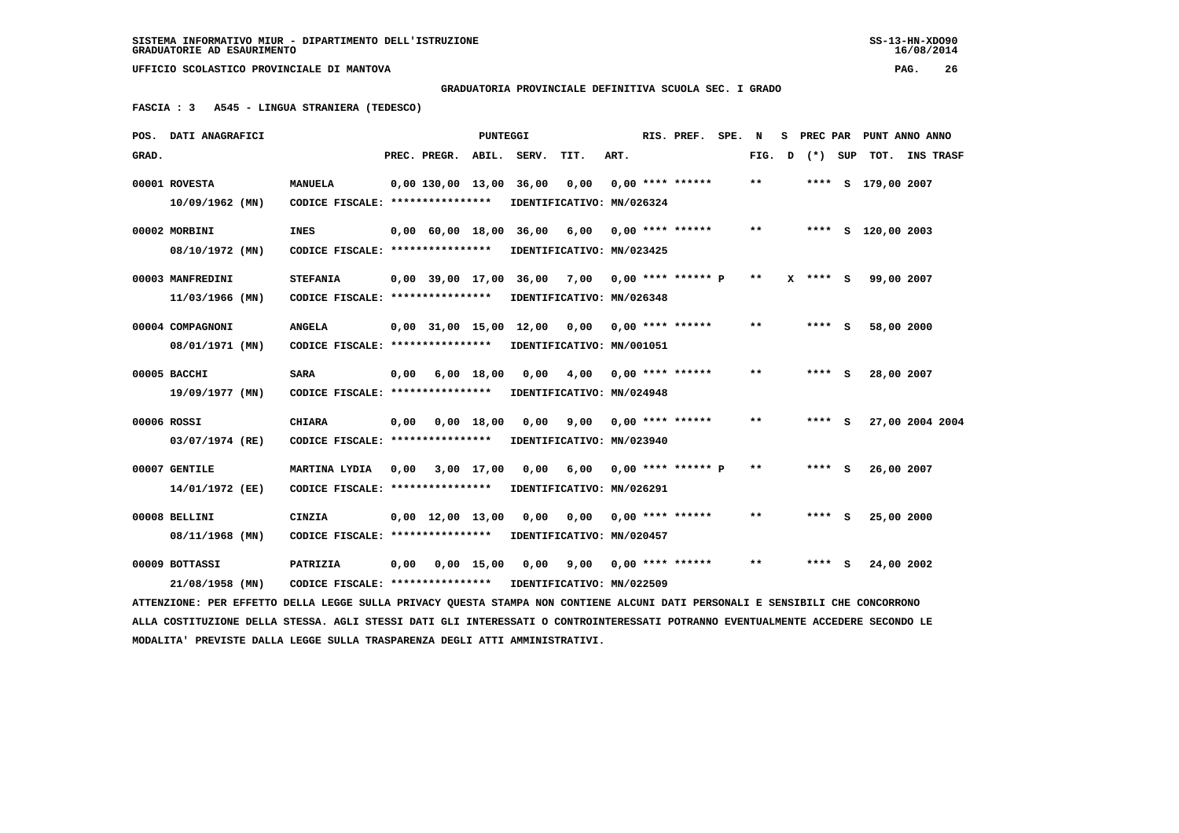SISTEMA INFORMATIVO MIUR - DIPARTIMENTO DELL'ISTRUZIONE
GRADUATORIE AD ESAURIMENTO

UFFICIO SCOLASTICO PROVINCIALE DI MANTOVA

**GRADUATORIA PROVINCIALE DEFINITIVA SCUOLA SEC. I GRADO**

**FASCIA : 3 A545 - LINGUA STRANIERA (TEDESCO)**

| POS. GRAD. | DATI ANAGRAFICI | | PREC. | PREGR. | ABIL. | SERV. | TIT. | ART. | RIS. PREF. | SPE. | N FIG. | S D | PREC PAR (*) | SUP | PUNT TOT. | ANNO INS | TRASF |
|---|---|---|---|---|---|---|---|---|---|---|---|---|---|---|---|---|---|
| 00001 | ROVESTA 10/09/1962 (MN) | MANUELA CODICE FISCALE: **************** IDENTIFICATIVO: MN/026324 | 0,00 | 130,00 | 13,00 | 36,00 | 0,00 | 0,00 | **** ****** | | ** | | **** | S | 179,00 | 2007 | |
| 00002 | MORBINI 08/10/1972 (MN) | INES CODICE FISCALE: **************** IDENTIFICATIVO: MN/023425 | 0,00 | 60,00 | 18,00 | 36,00 | 6,00 | 0,00 | **** ****** | | ** | | **** | S | 120,00 | 2003 | |
| 00003 | MANFREDINI 11/03/1966 (MN) | STEFANIA CODICE FISCALE: **************** IDENTIFICATIVO: MN/026348 | 0,00 | 39,00 | 17,00 | 36,00 | 7,00 | 0,00 | **** ****** | P | ** | X | **** | S | 99,00 | 2007 | |
| 00004 | COMPAGNONI 08/01/1971 (MN) | ANGELA CODICE FISCALE: **************** IDENTIFICATIVO: MN/001051 | 0,00 | 31,00 | 15,00 | 12,00 | 0,00 | 0,00 | **** ****** | | ** | | **** | S | 58,00 | 2000 | |
| 00005 | BACCHI 19/09/1977 (MN) | SARA CODICE FISCALE: **************** IDENTIFICATIVO: MN/024948 | 0,00 | 6,00 | 18,00 | 0,00 | 4,00 | 0,00 | **** ****** | | ** | | **** | S | 28,00 | 2007 | |
| 00006 | ROSSI 03/07/1974 (RE) | CHIARA CODICE FISCALE: **************** IDENTIFICATIVO: MN/023940 | 0,00 | 0,00 | 18,00 | 0,00 | 9,00 | 0,00 | **** ****** | | ** | | **** | S | 27,00 | 2004 | 2004 |
| 00007 | GENTILE 14/01/1972 (EE) | MARTINA LYDIA CODICE FISCALE: **************** IDENTIFICATIVO: MN/026291 | 0,00 | 3,00 | 17,00 | 0,00 | 6,00 | 0,00 | **** ****** | P | ** | | **** | S | 26,00 | 2007 | |
| 00008 | BELLINI 08/11/1968 (MN) | CINZIA CODICE FISCALE: **************** IDENTIFICATIVO: MN/020457 | 0,00 | 12,00 | 13,00 | 0,00 | 0,00 | 0,00 | **** ****** | | ** | | **** | S | 25,00 | 2000 | |
| 00009 | BOTTASSI 21/08/1958 (MN) | PATRIZIA CODICE FISCALE: **************** IDENTIFICATIVO: MN/022509 | 0,00 | 0,00 | 15,00 | 0,00 | 9,00 | 0,00 | **** ****** | | ** | | **** | S | 24,00 | 2002 | |

ATTENZIONE: PER EFFETTO DELLA LEGGE SULLA PRIVACY QUESTA STAMPA NON CONTIENE ALCUNI DATI PERSONALI E SENSIBILI CHE CONCORRONO ALLA COSTITUZIONE DELLA STESSA. AGLI STESSI DATI GLI INTERESSATI O CONTROINTERESSATI POTRANNO EVENTUALMENTE ACCEDERE SECONDO LE MODALITA' PREVISTE DALLA LEGGE SULLA TRASPARENZA DEGLI ATTI AMMINISTRATIVI.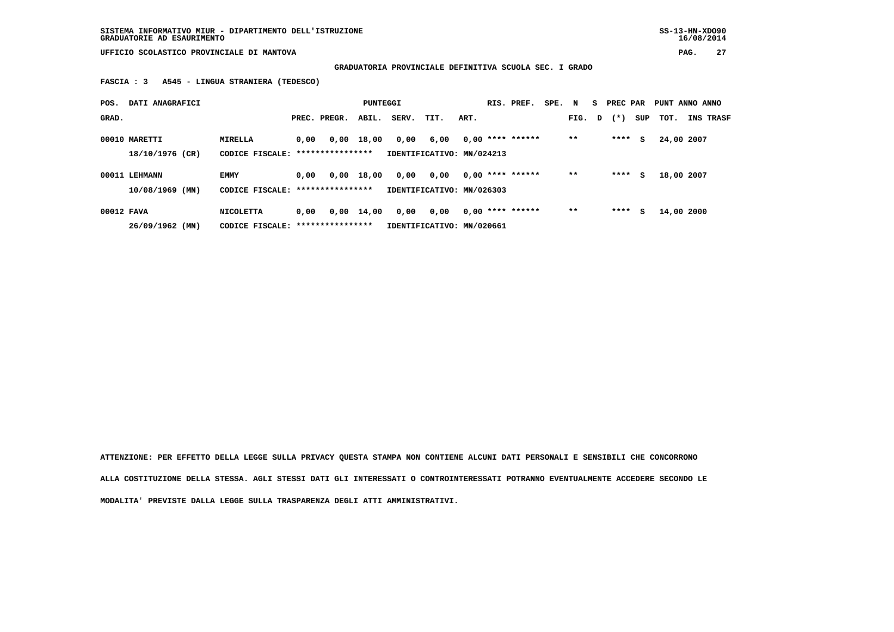GRADUATORIA PROVINCIALE DEFINITIVA SCUOLA SEC. I GRADO

FASCIA : 3 A545 - LINGUA STRANIERA (TEDESCO)

| POS. GRAD. | DATI ANAGRAFICI | | PREC. | PREGR. | ABIL. | SERV. | TIT. | ART. | RIS. | PREF. | SPE. | N FIG. | S D | PREC PAR (*) | SUP | PUNT TOT. | ANNO INS | ANNO TRASF |
|---|---|---|---|---|---|---|---|---|---|---|---|---|---|---|---|---|---|---|
| 00010 | MARETTI | MIRELLA | 0,00 | 0,00 | 18,00 | 0,00 | 6,00 | 0,00 | **** | ****** | | ** | | **** | S | 24,00 | 2007 | |
| | 18/10/1976 (CR) | CODICE FISCALE: **************** | IDENTIFICATIVO: MN/024213 | | | | | | | | | | | | | | | |
| 00011 | LEHMANN | EMMY | 0,00 | 0,00 | 18,00 | 0,00 | 0,00 | 0,00 | **** | ****** | | ** | | **** | S | 18,00 | 2007 | |
| | 10/08/1969 (MN) | CODICE FISCALE: **************** | IDENTIFICATIVO: MN/026303 | | | | | | | | | | | | | | | |
| 00012 | FAVA | NICOLETTA | 0,00 | 0,00 | 14,00 | 0,00 | 0,00 | 0,00 | **** | ****** | | ** | | **** | S | 14,00 | 2000 | |
| | 26/09/1962 (MN) | CODICE FISCALE: **************** | IDENTIFICATIVO: MN/020661 | | | | | | | | | | | | | | | |

ATTENZIONE: PER EFFETTO DELLA LEGGE SULLA PRIVACY QUESTA STAMPA NON CONTIENE ALCUNI DATI PERSONALI E SENSIBILI CHE CONCORRONO ALLA COSTITUZIONE DELLA STESSA. AGLI STESSI DATI GLI INTERESSATI O CONTROINTERESSATI POTRANNO EVENTUALMENTE ACCEDERE SECONDO LE MODALITA' PREVISTE DALLA LEGGE SULLA TRASPARENZA DEGLI ATTI AMMINISTRATIVI.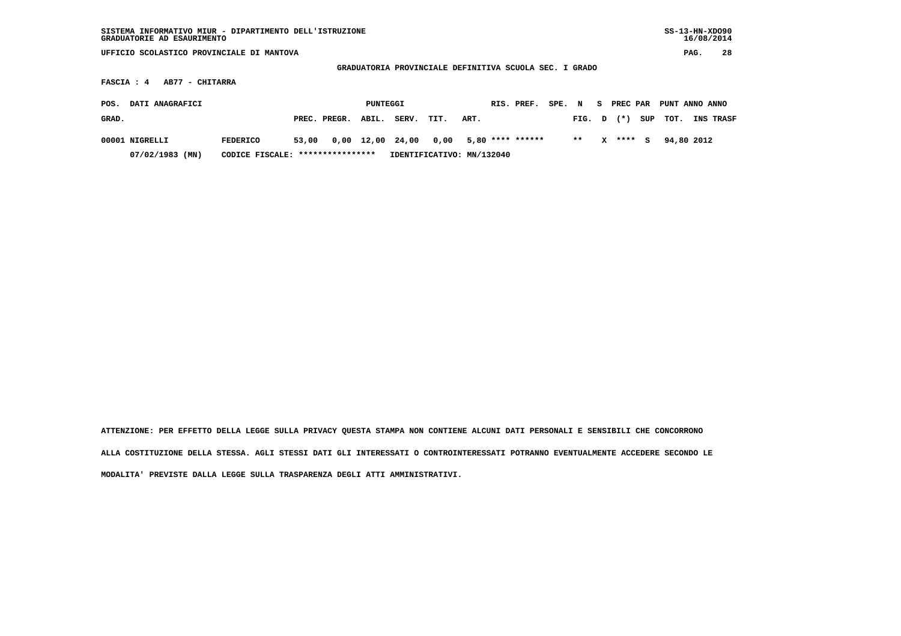SISTEMA INFORMATIVO MIUR - DIPARTIMENTO DELL'ISTRUZIONE
GRADUATORIE AD ESAURIMENTO

UFFICIO SCOLASTICO PROVINCIALE DI MANTOVA

GRADUATORIA PROVINCIALE DEFINITIVA SCUOLA SEC. I GRADO

FASCIA : 4 AB77 - CHITARRA

| POS. GRAD. | DATI ANAGRAFICI | | PREC. | PREGR. | ABIL. | SERV. | TIT. | ART. | RIS. | PREF. | SPE. | N FIG. | S D | PREC PAR (*) | SUP | PUNT TOT. | ANNO INS | ANNO TRASF |
|---|---|---|---|---|---|---|---|---|---|---|---|---|---|---|---|---|---|---|
| 00001 | NIGRELLI | FEDERICO | 53,00 | 0,00 | 12,00 | 24,00 | 0,00 | 5,80 | **** | ****** | | ** | X | **** | S | 94,80 | 2012 | |
| | 07/02/1983 (MN) | CODICE FISCALE: **************** | | | | | | | | | | | | | | | | |

IDENTIFICATIVO: MN/132040

ATTENZIONE: PER EFFETTO DELLA LEGGE SULLA PRIVACY QUESTA STAMPA NON CONTIENE ALCUNI DATI PERSONALI E SENSIBILI CHE CONCORRONO ALLA COSTITUZIONE DELLA STESSA. AGLI STESSI DATI GLI INTERESSATI O CONTROINTERESSATI POTRANNO EVENTUALMENTE ACCEDERE SECONDO LE MODALITA' PREVISTE DALLA LEGGE SULLA TRASPARENZA DEGLI ATTI AMMINISTRATIVI.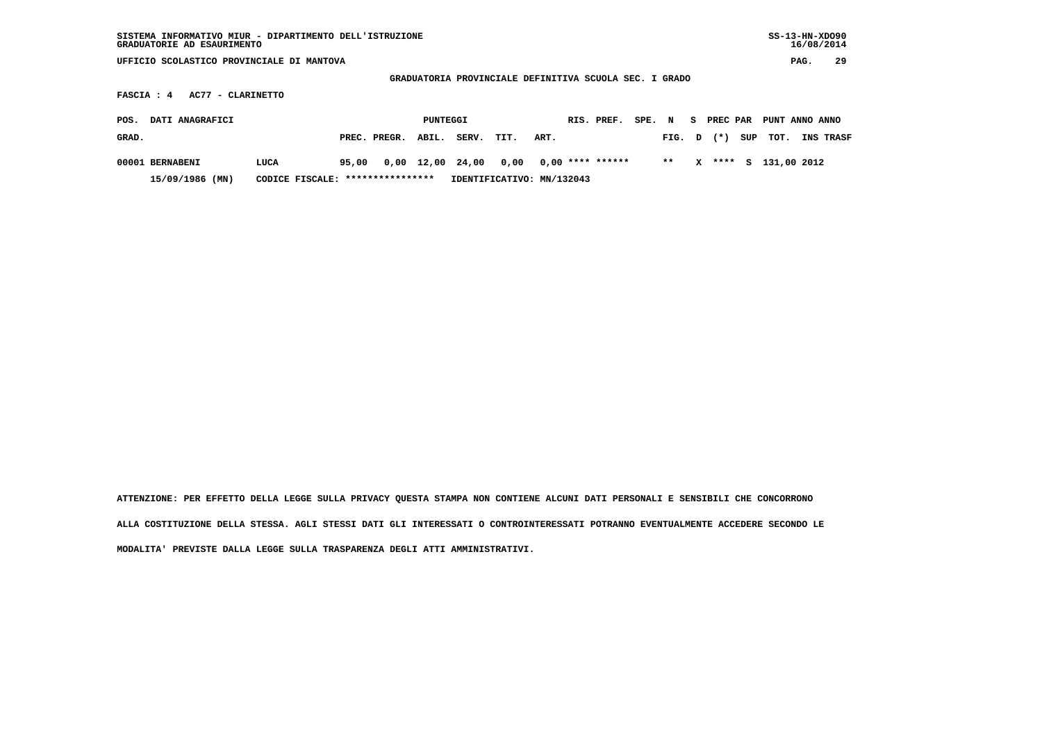SISTEMA INFORMATIVO MIUR - DIPARTIMENTO DELL'ISTRUZIONE
GRADUATORIE AD ESAURIMENTO

UFFICIO SCOLASTICO PROVINCIALE DI MANTOVA

GRADUATORIA PROVINCIALE DEFINITIVA SCUOLA SEC. I GRADO

FASCIA : 4 AC77 - CLARINETTO

| POS. GRAD. | DATI ANAGRAFICI | | PUNTEGGI PREC. | PREGR. | ABIL. | SERV. | TIT. | ART. | RIS. | PREF. | SPE. | N FIG. | S D | PREC PAR (*) | SUP | PUNT TOT. | ANNO INS | ANNO TRASF |
|---|---|---|---|---|---|---|---|---|---|---|---|---|---|---|---|---|---|---|
| 00001 | BERNABENI | LUCA | 95,00 | 0,00 | 12,00 | 24,00 | 0,00 | 0,00 | **** | ****** | | ** | X | **** | S | 131,00 | 2012 | |
| | 15/09/1986 (MN) | CODICE FISCALE: **************** | IDENTIFICATIVO: MN/132043 | | | | | | | | | | | | | | | |

ATTENZIONE: PER EFFETTO DELLA LEGGE SULLA PRIVACY QUESTA STAMPA NON CONTIENE ALCUNI DATI PERSONALI E SENSIBILI CHE CONCORRONO ALLA COSTITUZIONE DELLA STESSA. AGLI STESSI DATI GLI INTERESSATI O CONTROINTERESSATI POTRANNO EVENTUALMENTE ACCEDERE SECONDO LE MODALITA' PREVISTE DALLA LEGGE SULLA TRASPARENZA DEGLI ATTI AMMINISTRATIVI.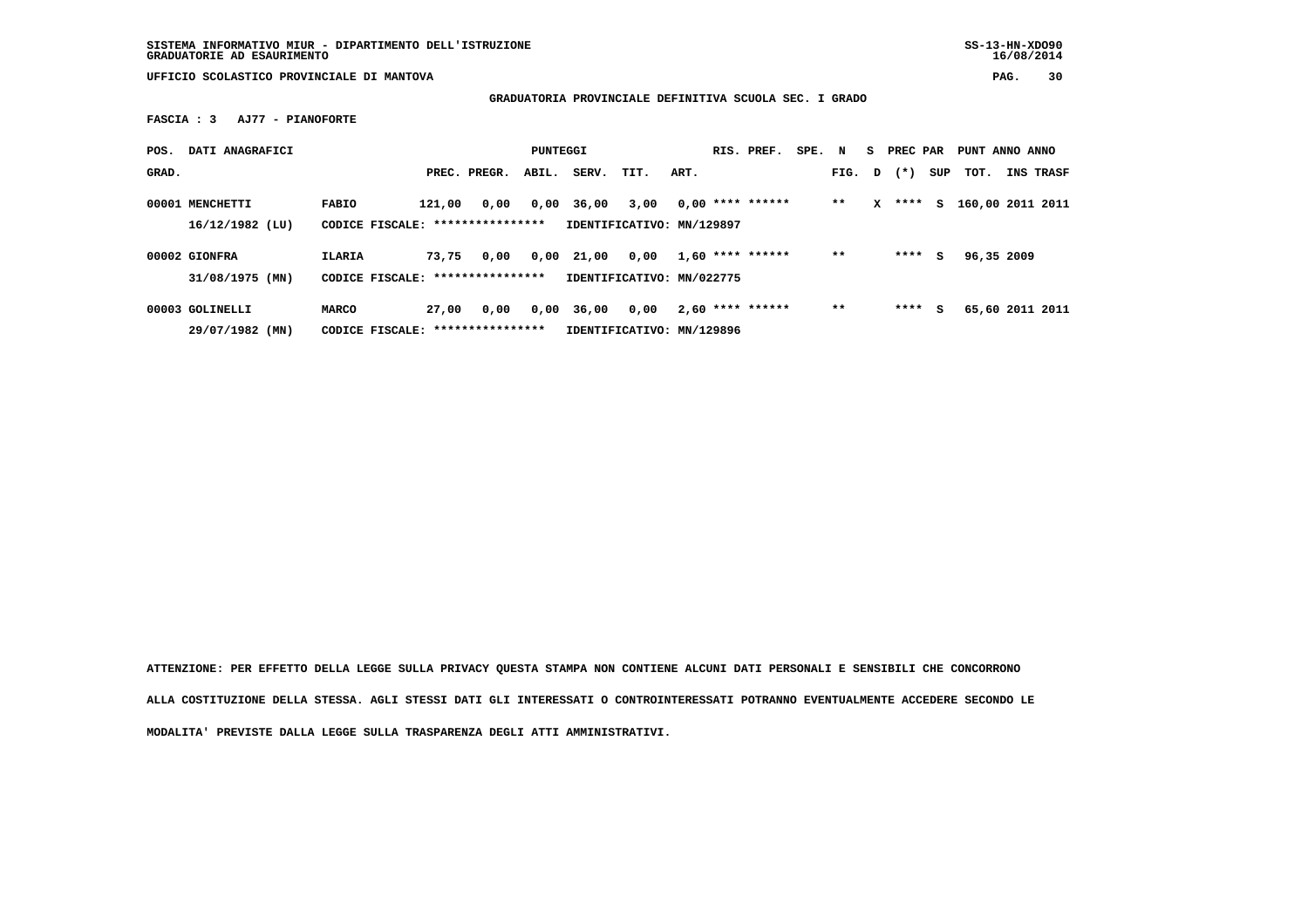SISTEMA INFORMATIVO MIUR - DIPARTIMENTO DELL'ISTRUZIONE
GRADUATORIE AD ESAURIMENTO

UFFICIO SCOLASTICO PROVINCIALE DI MANTOVA

**GRADUATORIA PROVINCIALE DEFINITIVA SCUOLA SEC. I GRADO**

**FASCIA : 3 AJ77 - PIANOFORTE**

| POS. GRAD. | DATI ANAGRAFICI | | PREC. | PREGR. | ABIL. | SERV. | TIT. | ART. | RIS. PREF. | SPE. | N FIG. | S D | PREC PAR (*) | SUP | PUNT TOT. | ANNO INS | ANNO TRASF |
|---|---|---|---|---|---|---|---|---|---|---|---|---|---|---|---|---|---|
| 00001 | MENCHETTI | FABIO | 121,00 | 0,00 | 0,00 | 36,00 | 3,00 | 0,00 | **** ****** | | ** | X | **** | S | 160,00 | 2011 | 2011 |
| | 16/12/1982 (LU) | CODICE FISCALE: **************** | IDENTIFICATIVO: MN/129897 | | | | | | | | | | | | | | |
| 00002 | GIONFRA | ILARIA | 73,75 | 0,00 | 0,00 | 21,00 | 0,00 | 1,60 | **** ****** | | ** | | **** | S | 96,35 | 2009 | |
| | 31/08/1975 (MN) | CODICE FISCALE: **************** | IDENTIFICATIVO: MN/022775 | | | | | | | | | | | | | | |
| 00003 | GOLINELLI | MARCO | 27,00 | 0,00 | 0,00 | 36,00 | 0,00 | 2,60 | **** ****** | | ** | | **** | S | 65,60 | 2011 | 2011 |
| | 29/07/1982 (MN) | CODICE FISCALE: **************** | IDENTIFICATIVO: MN/129896 | | | | | | | | | | | | | | |

**ATTENZIONE: PER EFFETTO DELLA LEGGE SULLA PRIVACY QUESTA STAMPA NON CONTIENE ALCUNI DATI PERSONALI E SENSIBILI CHE CONCORRONO ALLA COSTITUZIONE DELLA STESSA. AGLI STESSI DATI GLI INTERESSATI O CONTROINTERESSATI POTRANNO EVENTUALMENTE ACCEDERE SECONDO LE MODALITA' PREVISTE DALLA LEGGE SULLA TRASPARENZA DEGLI ATTI AMMINISTRATIVI.**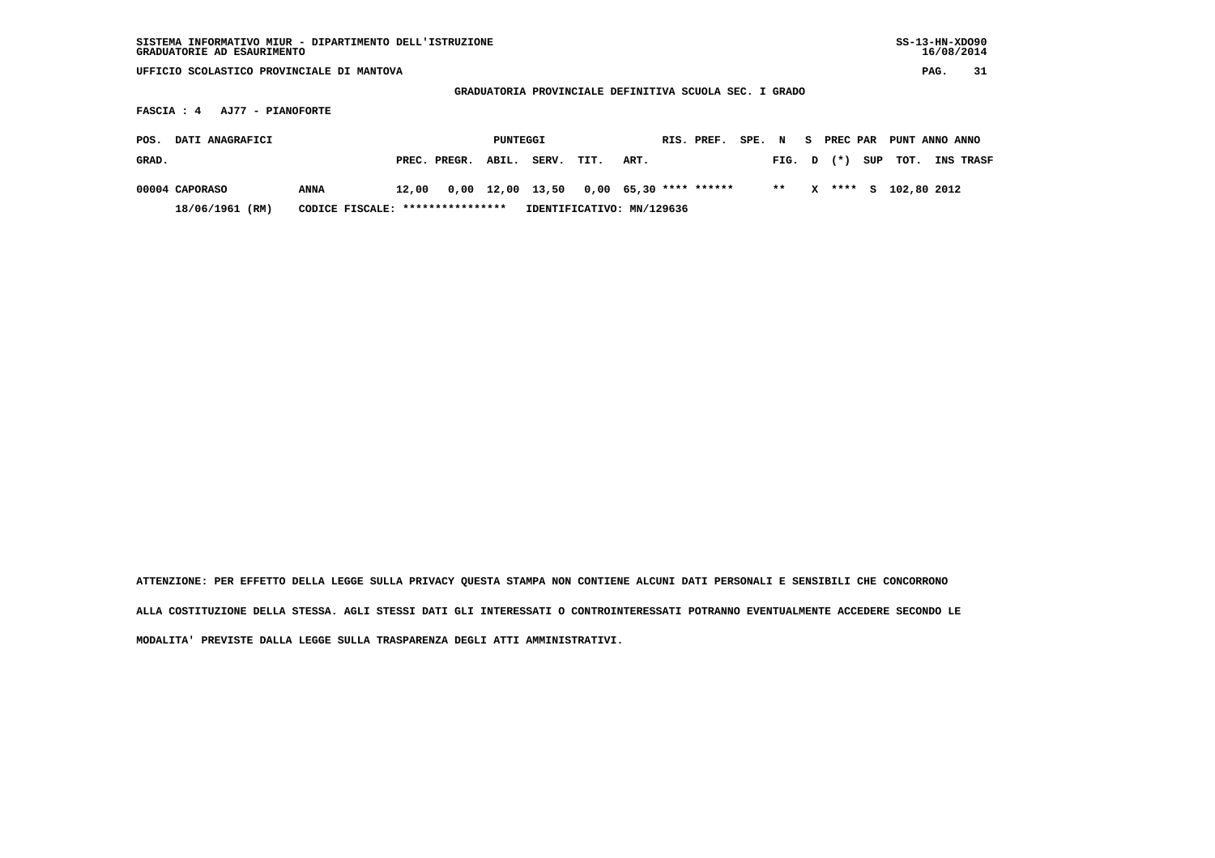SISTEMA INFORMATIVO MIUR - DIPARTIMENTO DELL'ISTRUZIONE
GRADUATORIE AD ESAURIMENTO

UFFICIO SCOLASTICO PROVINCIALE DI MANTOVA

**GRADUATORIA PROVINCIALE DEFINITIVA SCUOLA SEC. I GRADO**

**FASCIA : 4 AJ77 - PIANOFORTE**

| POS. GRAD. | DATI ANAGRAFICI | | PUNTEGGI PREC. | PREGR. | ABIL. | SERV. | TIT. | ART. | RIS. | PREF. | SPE. | N FIG. | S D | PREC PAR (*) | SUP | PUNT TOT. | ANNO INS | ANNO TRASF |
|---|---|---|---|---|---|---|---|---|---|---|---|---|---|---|---|---|---|---|
| 00004 | CAPORASO | ANNA | 12,00 | 0,00 | 12,00 | 13,50 | 0,00 | 65,30 | **** | ****** | | ** | X | **** | S | 102,80 | 2012 | |
| | 18/06/1961 (RM) | CODICE FISCALE: **************** | IDENTIFICATIVO: MN/129636 | | | | | | | | | | | | | | | |

ATTENZIONE: PER EFFETTO DELLA LEGGE SULLA PRIVACY QUESTA STAMPA NON CONTIENE ALCUNI DATI PERSONALI E SENSIBILI CHE CONCORRONO ALLA COSTITUZIONE DELLA STESSA. AGLI STESSI DATI GLI INTERESSATI O CONTROINTERESSATI POTRANNO EVENTUALMENTE ACCEDERE SECONDO LE MODALITA' PREVISTE DALLA LEGGE SULLA TRASPARENZA DEGLI ATTI AMMINISTRATIVI.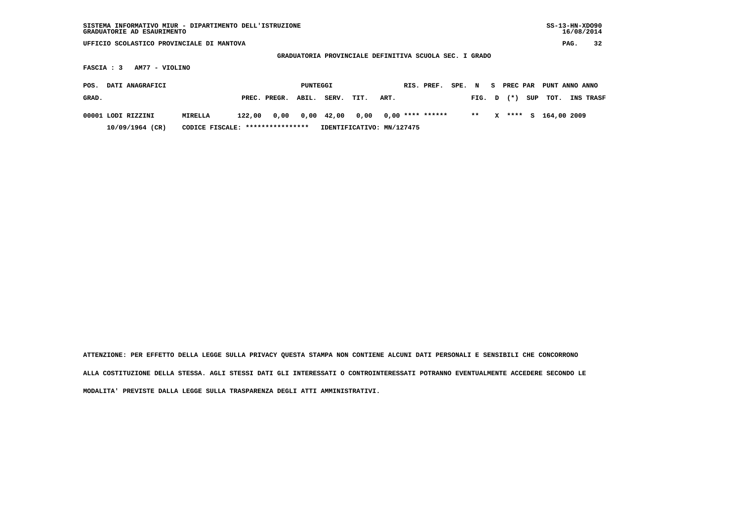SISTEMA INFORMATIVO MIUR - DIPARTIMENTO DELL'ISTRUZIONE
GRADUATORIE AD ESAURIMENTO

UFFICIO SCOLASTICO PROVINCIALE DI MANTOVA

**GRADUATORIA PROVINCIALE DEFINITIVA SCUOLA SEC. I GRADO**

**FASCIA : 3 AM77 - VIOLINO**

| POS. GRAD. | DATI ANAGRAFICI | | PUNTEGGI PREC. | PREGR. | ABIL. | SERV. | TIT. | ART. | RIS. | PREF. | SPE. FIG. | N D | S (*) | PREC PAR SUP | PUNT TOT. | ANNO INS | ANNO TRASF |
|---|---|---|---|---|---|---|---|---|---|---|---|---|---|---|---|---|---|
| 00001 | LODI RIZZINI | MIRELLA | 122,00 | 0,00 | 0,00 | 42,00 | 0,00 | 0,00 | **** | ****** | ** | X | **** | S | 164,00 | 2009 | |
| | 10/09/1964 (CR) | CODICE FISCALE: **************** | IDENTIFICATIVO: MN/127475 | | | | | | | | | | | | | | |

ATTENZIONE: PER EFFETTO DELLA LEGGE SULLA PRIVACY QUESTA STAMPA NON CONTIENE ALCUNI DATI PERSONALI E SENSIBILI CHE CONCORRONO ALLA COSTITUZIONE DELLA STESSA. AGLI STESSI DATI GLI INTERESSATI O CONTROINTERESSATI POTRANNO EVENTUALMENTE ACCEDERE SECONDO LE MODALITA' PREVISTE DALLA LEGGE SULLA TRASPARENZA DEGLI ATTI AMMINISTRATIVI.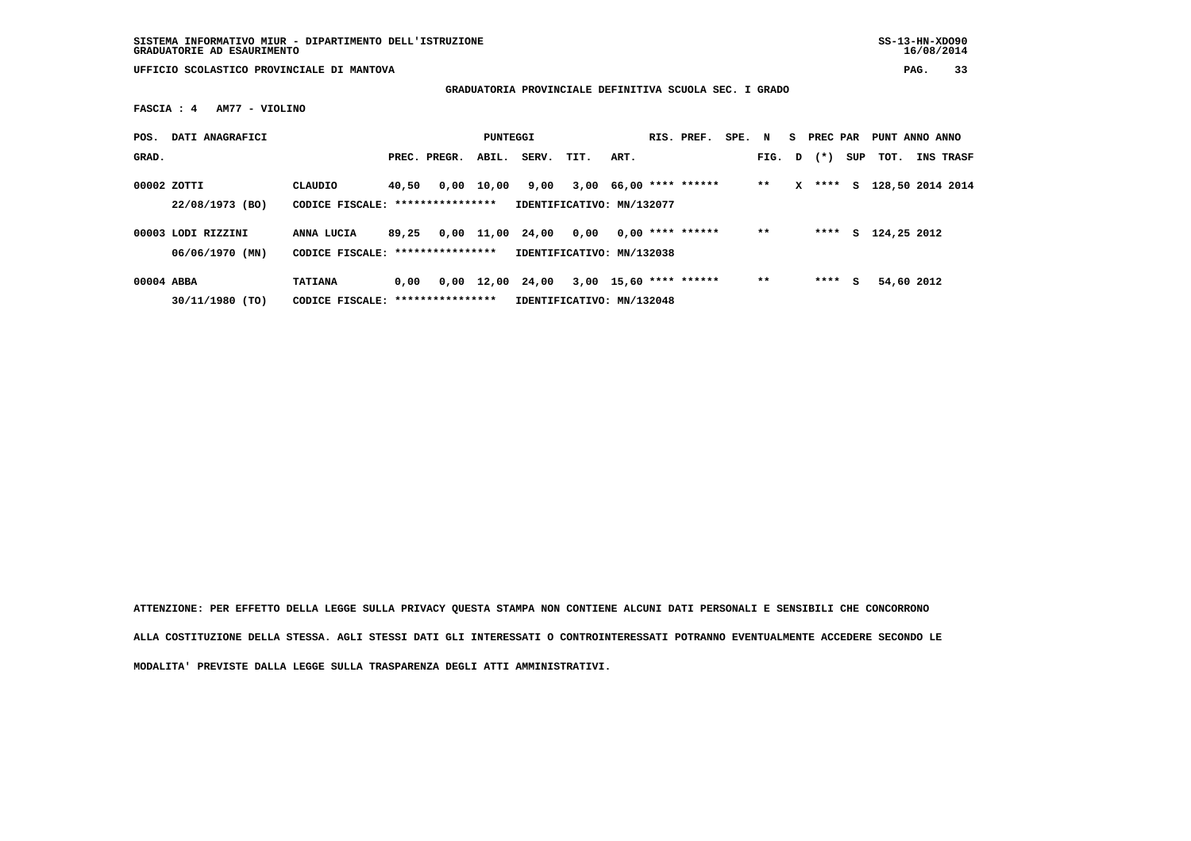**GRADUATORIA PROVINCIALE DEFINITIVA SCUOLA SEC. I GRADO**

**FASCIA : 4 AM77 - VIOLINO**

| POS. GRAD. | DATI ANAGRAFICI | | PREC. | PREGR. | ABIL. | SERV. | TIT. | ART. | RIS. | PREF. | SPE. | N FIG. | S D | PREC PAR (*) | SUP | PUNT TOT. | ANNO INS | ANNO TRASF |
|---|---|---|---|---|---|---|---|---|---|---|---|---|---|---|---|---|---|---|
| 00002 | ZOTTI | CLAUDIO | 40,50 | 0,00 | 10,00 | 9,00 | 3,00 | 66,00 | **** | ****** | | ** | X | **** | S | 128,50 | 2014 | 2014 |
| | 22/08/1973 (BO) | CODICE FISCALE: **************** | | | | IDENTIFICATIVO: MN/132077 | | | | | | | | | | | | |
| 00003 | LODI RIZZINI | ANNA LUCIA | 89,25 | 0,00 | 11,00 | 24,00 | 0,00 | 0,00 | **** | ****** | | ** | | **** | S | 124,25 | 2012 | |
| | 06/06/1970 (MN) | CODICE FISCALE: **************** | | | | IDENTIFICATIVO: MN/132038 | | | | | | | | | | | | |
| 00004 | ABBA | TATIANA | 0,00 | 0,00 | 12,00 | 24,00 | 3,00 | 15,60 | **** | ****** | | ** | | **** | S | 54,60 | 2012 | |
| | 30/11/1980 (TO) | CODICE FISCALE: **************** | | | | IDENTIFICATIVO: MN/132048 | | | | | | | | | | | | |

ATTENZIONE: PER EFFETTO DELLA LEGGE SULLA PRIVACY QUESTA STAMPA NON CONTIENE ALCUNI DATI PERSONALI E SENSIBILI CHE CONCORRONO ALLA COSTITUZIONE DELLA STESSA. AGLI STESSI DATI GLI INTERESSATI O CONTROINTERESSATI POTRANNO EVENTUALMENTE ACCEDERE SECONDO LE MODALITA' PREVISTE DALLA LEGGE SULLA TRASPARENZA DEGLI ATTI AMMINISTRATIVI.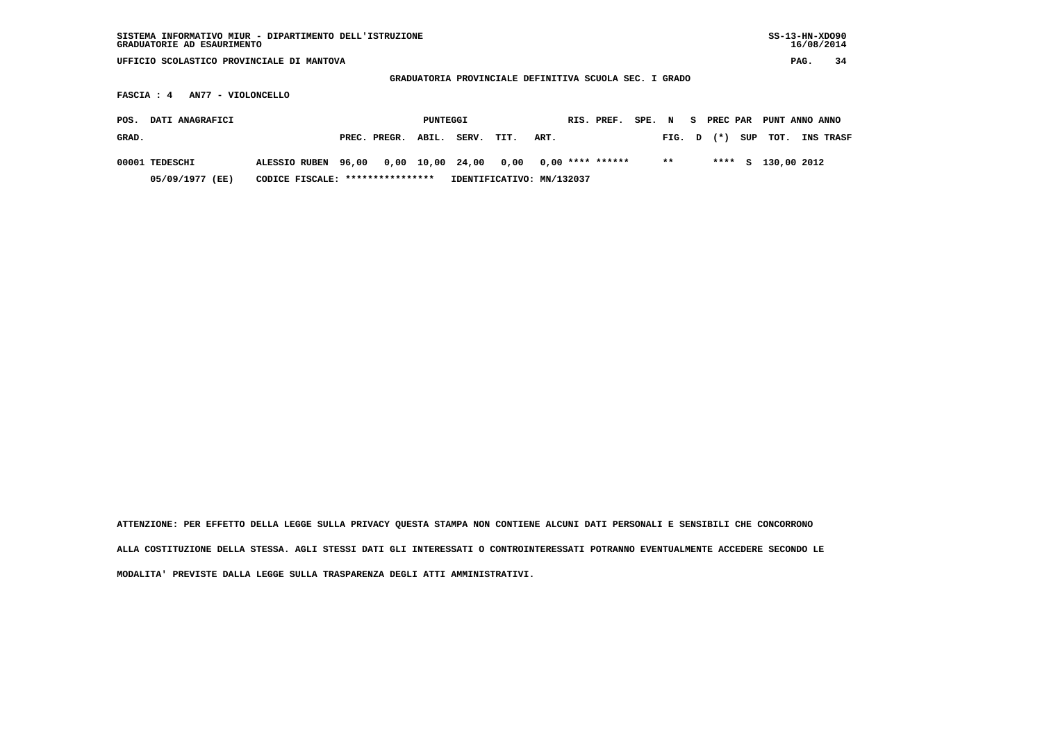SISTEMA INFORMATIVO MIUR - DIPARTIMENTO DELL'ISTRUZIONE
GRADUATORIE AD ESAURIMENTO

SS-13-HN-XDO90
16/08/2014

UFFICIO SCOLASTICO PROVINCIALE DI MANTOVA

## GRADUATORIA PROVINCIALE DEFINITIVA SCUOLA SEC. I GRADO

FASCIA : 4 AN77 - VIOLONCELLO

| POS. GRAD. | DATI ANAGRAFICI | | PUNTEGGI PREC. | PREGR. | ABIL. | SERV. | TIT. | ART. | RIS. | PREF. | SPE. | N FIG. | S D | PREC PAR (*) | SUP | PUNT TOT. | ANNO INS | ANNO TRASF |
|---|---|---|---|---|---|---|---|---|---|---|---|---|---|---|---|---|---|---|
| 00001 | TEDESCHI | ALESSIO RUBEN | 96,00 | 0,00 | 10,00 | 24,00 | 0,00 | 0,00 | **** | ****** | | ** | | **** | S | 130,00 | 2012 | |
| | 05/09/1977 (EE) | CODICE FISCALE: **************** | IDENTIFICATIVO: MN/132037 | | | | | | | | | | | | | | | |

ATTENZIONE: PER EFFETTO DELLA LEGGE SULLA PRIVACY QUESTA STAMPA NON CONTIENE ALCUNI DATI PERSONALI E SENSIBILI CHE CONCORRONO ALLA COSTITUZIONE DELLA STESSA. AGLI STESSI DATI GLI INTERESSATI O CONTROINTERESSATI POTRANNO EVENTUALMENTE ACCEDERE SECONDO LE MODALITA' PREVISTE DALLA LEGGE SULLA TRASPARENZA DEGLI ATTI AMMINISTRATIVI.